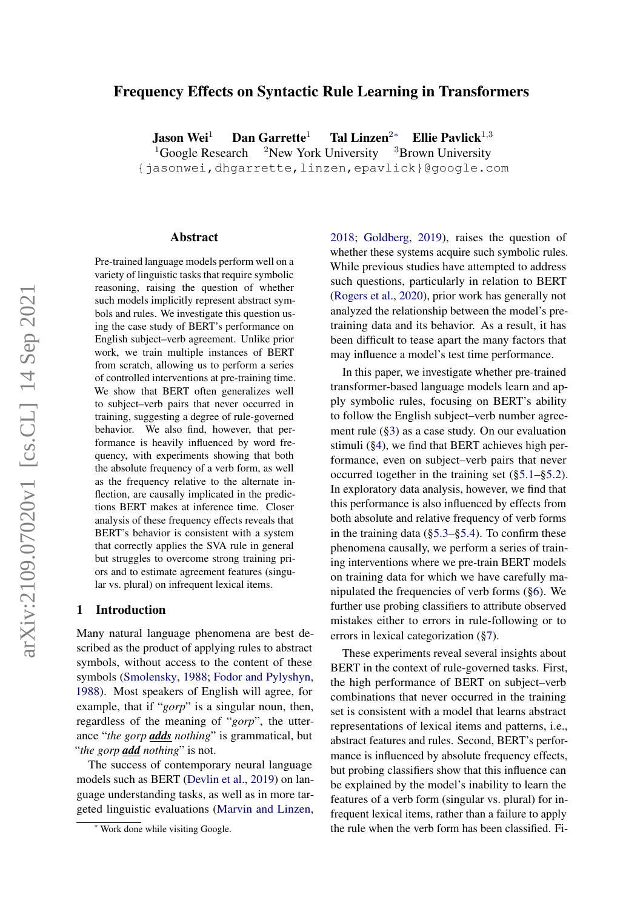# Frequency Effects on Syntactic Rule Learning in Transformers

**Jason Wei**[1] **Dan Garrette**[1] **Tal Linzen**[2*] **Ellie Pavlick**[1,3]

[1]Google Research [2]New York University [3]Brown University

{jasonwei,dhgarrette,linzen,epavlick}@google.com

## Abstract

Pre-trained language models perform well on a variety of linguistic tasks that require symbolic reasoning, raising the question of whether such models implicitly represent abstract symbols and rules. We investigate this question using the case study of BERT's performance on English subject–verb agreement. Unlike prior work, we train multiple instances of BERT from scratch, allowing us to perform a series of controlled interventions at pre-training time. We show that BERT often generalizes well to subject–verb pairs that never occurred in training, suggesting a degree of rule-governed behavior. We also find, however, that performance is heavily influenced by word frequency, with experiments showing that both the absolute frequency of a verb form, as well as the frequency relative to the alternate inflection, are causally implicated in the predictions BERT makes at inference time. Closer analysis of these frequency effects reveals that BERT's behavior is consistent with a system that correctly applies the SVA rule in general but struggles to overcome strong training priors and to estimate agreement features (singular vs. plural) on infrequent lexical items.

## 1 Introduction

Many natural language phenomena are best described as the product of applying rules to abstract symbols, without access to the content of these symbols (Smolensky, 1988; Fodor and Pylyshyn, 1988). Most speakers of English will agree, for example, that if "*gorp*" is a singular noun, then, regardless of the meaning of "*gorp*", the utterance "*the gorp* ***adds*** *nothing*" is grammatical, but "*the gorp* ***add*** *nothing*" is not.

The success of contemporary neural language models such as BERT (Devlin et al., 2019) on language understanding tasks, as well as in more targeted linguistic evaluations (Marvin and Linzen, 2018; Goldberg, 2019), raises the question of whether these systems acquire such symbolic rules. While previous studies have attempted to address such questions, particularly in relation to BERT (Rogers et al., 2020), prior work has generally not analyzed the relationship between the model's pre-training data and its behavior. As a result, it has been difficult to tease apart the many factors that may influence a model's test time performance.

In this paper, we investigate whether pre-trained transformer-based language models learn and apply symbolic rules, focusing on BERT's ability to follow the English subject–verb number agreement rule (§3) as a case study. On our evaluation stimuli (§4), we find that BERT achieves high performance, even on subject–verb pairs that never occurred together in the training set (§5.1–§5.2). In exploratory data analysis, however, we find that this performance is also influenced by effects from both absolute and relative frequency of verb forms in the training data (§5.3–§5.4). To confirm these phenomena causally, we perform a series of training interventions where we pre-train BERT models on training data for which we have carefully manipulated the frequencies of verb forms (§6). We further use probing classifiers to attribute observed mistakes either to errors in rule-following or to errors in lexical categorization (§7).

These experiments reveal several insights about BERT in the context of rule-governed tasks. First, the high performance of BERT on subject–verb combinations that never occurred in the training set is consistent with a model that learns abstract representations of lexical items and patterns, i.e., abstract features and rules. Second, BERT's performance is influenced by absolute frequency effects, but probing classifiers show that this influence can be explained by the model's inability to learn the features of a verb form (singular vs. plural) for infrequent lexical items, rather than a failure to apply the rule when the verb form has been classified. Fi-

[*] Work done while visiting Google.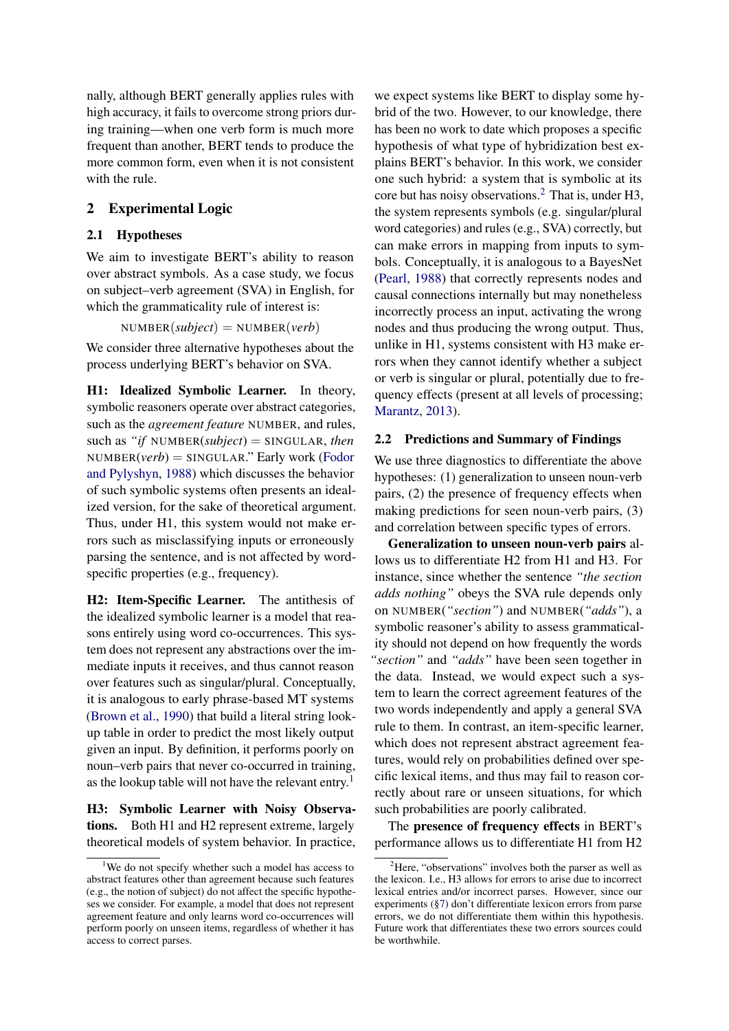nally, although BERT generally applies rules with high accuracy, it fails to overcome strong priors during training—when one verb form is much more frequent than another, BERT tends to produce the more common form, even when it is not consistent with the rule.

## 2 Experimental Logic

### 2.1 Hypotheses

We aim to investigate BERT's ability to reason over abstract symbols. As a case study, we focus on subject–verb agreement (SVA) in English, for which the grammaticality rule of interest is:

$$\text{NUMBER}(\textit{subject}) = \text{NUMBER}(\textit{verb})$$

We consider three alternative hypotheses about the process underlying BERT's behavior on SVA.

**H1: Idealized Symbolic Learner.** In theory, symbolic reasoners operate over abstract categories, such as the *agreement feature* NUMBER, and rules, such as *"if* NUMBER(*subject*) = SINGULAR, *then* NUMBER(*verb*) = SINGULAR." Early work (Fodor and Pylyshyn, 1988) which discusses the behavior of such symbolic systems often presents an idealized version, for the sake of theoretical argument. Thus, under H1, this system would not make errors such as misclassifying inputs or erroneously parsing the sentence, and is not affected by word-specific properties (e.g., frequency).

**H2: Item-Specific Learner.** The antithesis of the idealized symbolic learner is a model that reasons entirely using word co-occurrences. This system does not represent any abstractions over the immediate inputs it receives, and thus cannot reason over features such as singular/plural. Conceptually, it is analogous to early phrase-based MT systems (Brown et al., 1990) that build a literal string look-up table in order to predict the most likely output given an input. By definition, it performs poorly on noun–verb pairs that never co-occurred in training, as the lookup table will not have the relevant entry.[1]

**H3: Symbolic Learner with Noisy Observations.** Both H1 and H2 represent extreme, largely theoretical models of system behavior. In practice, we expect systems like BERT to display some hybrid of the two. However, to our knowledge, there has been no work to date which proposes a specific hypothesis of what type of hybridization best explains BERT's behavior. In this work, we consider one such hybrid: a system that is symbolic at its core but has noisy observations.[2] That is, under H3, the system represents symbols (e.g. singular/plural word categories) and rules (e.g., SVA) correctly, but can make errors in mapping from inputs to symbols. Conceptually, it is analogous to a BayesNet (Pearl, 1988) that correctly represents nodes and causal connections internally but may nonetheless incorrectly process an input, activating the wrong nodes and thus producing the wrong output. Thus, unlike in H1, systems consistent with H3 make errors when they cannot identify whether a subject or verb is singular or plural, potentially due to frequency effects (present at all levels of processing; Marantz, 2013).

### 2.2 Predictions and Summary of Findings

We use three diagnostics to differentiate the above hypotheses: (1) generalization to unseen noun-verb pairs, (2) the presence of frequency effects when making predictions for seen noun-verb pairs, (3) and correlation between specific types of errors.

**Generalization to unseen noun-verb pairs** allows us to differentiate H2 from H1 and H3. For instance, since whether the sentence *"the section adds nothing"* obeys the SVA rule depends only on NUMBER(*"section"*) and NUMBER(*"adds"*), a symbolic reasoner's ability to assess grammaticality should not depend on how frequently the words *"section"* and *"adds"* have been seen together in the data. Instead, we would expect such a system to learn the correct agreement features of the two words independently and apply a general SVA rule to them. In contrast, an item-specific learner, which does not represent abstract agreement features, would rely on probabilities defined over specific lexical items, and thus may fail to reason correctly about rare or unseen situations, for which such probabilities are poorly calibrated.

The **presence of frequency effects** in BERT's performance allows us to differentiate H1 from H2

[1] We do not specify whether such a model has access to abstract features other than agreement because such features (e.g., the notion of subject) do not affect the specific hypotheses we consider. For example, a model that does not represent agreement feature and only learns word co-occurrences will perform poorly on unseen items, regardless of whether it has access to correct parses.

[2] Here, "observations" involves both the parser as well as the lexicon. I.e., H3 allows for errors to arise due to incorrect lexical entries and/or incorrect parses. However, since our experiments (§7) don't differentiate lexicon errors from parse errors, we do not differentiate them within this hypothesis. Future work that differentiates these two errors sources could be worthwhile.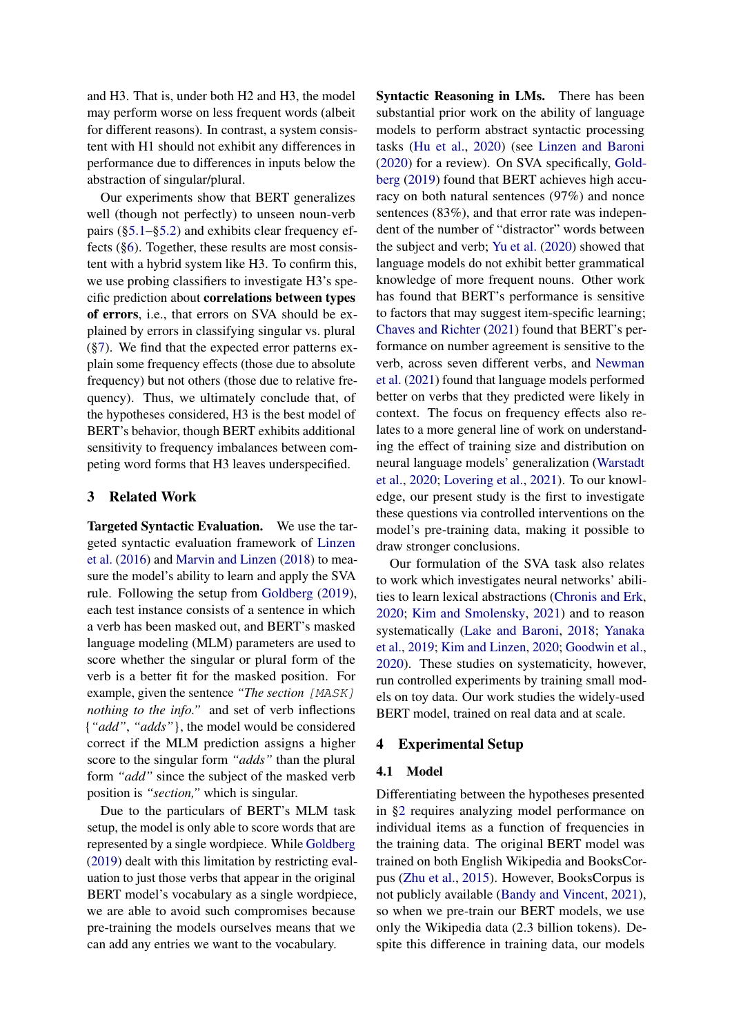and H3. That is, under both H2 and H3, the model may perform worse on less frequent words (albeit for different reasons). In contrast, a system consistent with H1 should not exhibit any differences in performance due to differences in inputs below the abstraction of singular/plural.

Our experiments show that BERT generalizes well (though not perfectly) to unseen noun-verb pairs (§5.1–§5.2) and exhibits clear frequency effects (§6). Together, these results are most consistent with a hybrid system like H3. To confirm this, we use probing classifiers to investigate H3's specific prediction about **correlations between types of errors**, i.e., that errors on SVA should be explained by errors in classifying singular vs. plural (§7). We find that the expected error patterns explain some frequency effects (those due to absolute frequency) but not others (those due to relative frequency). Thus, we ultimately conclude that, of the hypotheses considered, H3 is the best model of BERT's behavior, though BERT exhibits additional sensitivity to frequency imbalances between competing word forms that H3 leaves underspecified.

## 3 Related Work

**Targeted Syntactic Evaluation.** We use the targeted syntactic evaluation framework of Linzen et al. (2016) and Marvin and Linzen (2018) to measure the model's ability to learn and apply the SVA rule. Following the setup from Goldberg (2019), each test instance consists of a sentence in which a verb has been masked out, and BERT's masked language modeling (MLM) parameters are used to score whether the singular or plural form of the verb is a better fit for the masked position. For example, given the sentence *"The section `[MASK]` nothing to the info."* and set of verb inflections {*"add"*, *"adds"*}, the model would be considered correct if the MLM prediction assigns a higher score to the singular form *"adds"* than the plural form *"add"* since the subject of the masked verb position is *"section,"* which is singular.

Due to the particulars of BERT's MLM task setup, the model is only able to score words that are represented by a single wordpiece. While Goldberg (2019) dealt with this limitation by restricting evaluation to just those verbs that appear in the original BERT model's vocabulary as a single wordpiece, we are able to avoid such compromises because pre-training the models ourselves means that we can add any entries we want to the vocabulary.

**Syntactic Reasoning in LMs.** There has been substantial prior work on the ability of language models to perform abstract syntactic processing tasks (Hu et al., 2020) (see Linzen and Baroni (2020) for a review). On SVA specifically, Goldberg (2019) found that BERT achieves high accuracy on both natural sentences (97%) and nonce sentences (83%), and that error rate was independent of the number of "distractor" words between the subject and verb; Yu et al. (2020) showed that language models do not exhibit better grammatical knowledge of more frequent nouns. Other work has found that BERT's performance is sensitive to factors that may suggest item-specific learning; Chaves and Richter (2021) found that BERT's performance on number agreement is sensitive to the verb, across seven different verbs, and Newman et al. (2021) found that language models performed better on verbs that they predicted were likely in context. The focus on frequency effects also relates to a more general line of work on understanding the effect of training size and distribution on neural language models' generalization (Warstadt et al., 2020; Lovering et al., 2021). To our knowledge, our present study is the first to investigate these questions via controlled interventions on the model's pre-training data, making it possible to draw stronger conclusions.

Our formulation of the SVA task also relates to work which investigates neural networks' abilities to learn lexical abstractions (Chronis and Erk, 2020; Kim and Smolensky, 2021) and to reason systematically (Lake and Baroni, 2018; Yanaka et al., 2019; Kim and Linzen, 2020; Goodwin et al., 2020). These studies on systematicity, however, run controlled experiments by training small models on toy data. Our work studies the widely-used BERT model, trained on real data and at scale.

## 4 Experimental Setup

### 4.1 Model

Differentiating between the hypotheses presented in §2 requires analyzing model performance on individual items as a function of frequencies in the training data. The original BERT model was trained on both English Wikipedia and BooksCorpus (Zhu et al., 2015). However, BooksCorpus is not publicly available (Bandy and Vincent, 2021), so when we pre-train our BERT models, we use only the Wikipedia data (2.3 billion tokens). Despite this difference in training data, our models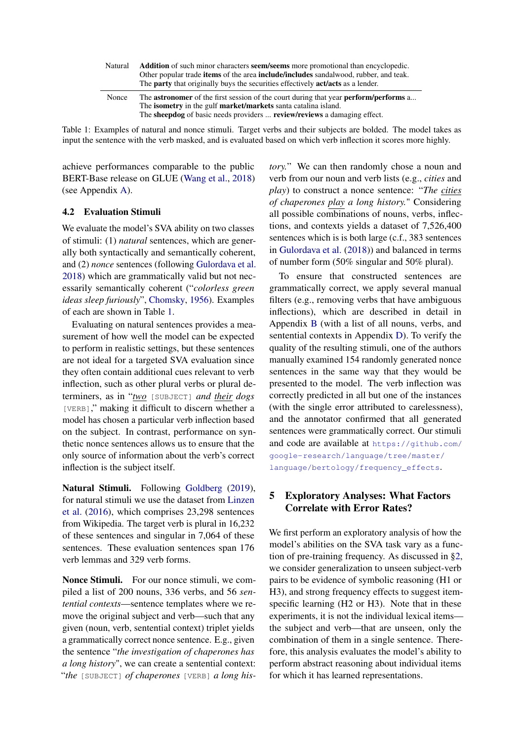| | |
|---|---|
| Natural | **Addition** of such minor characters **seem/seems** more promotional than encyclopedic.<br>Other popular trade **items** of the area **include/includes** sandalwood, rubber, and teak.<br>The **party** that originally buys the securities effectively **act/acts** as a lender. |
| Nonce | The **astronomer** of the first session of the court during that year **perform/performs** a...<br>The **isometry** in the gulf **market/markets** santa catalina island.<br>The **sheepdog** of basic needs providers ... **review/reviews** a damaging effect. |

Table 1: Examples of natural and nonce stimuli. Target verbs and their subjects are bolded. The model takes as input the sentence with the verb masked, and is evaluated based on which verb inflection it scores more highly.

achieve performances comparable to the public BERT-Base release on GLUE (Wang et al., 2018) (see Appendix A).

## 4.2 Evaluation Stimuli

We evaluate the model's SVA ability on two classes of stimuli: (1) *natural* sentences, which are generally both syntactically and semantically coherent, and (2) *nonce* sentences (following Gulordava et al. 2018) which are grammatically valid but not necessarily semantically coherent ("*colorless green ideas sleep furiously*", Chomsky, 1956). Examples of each are shown in Table 1.

Evaluating on natural sentences provides a measurement of how well the model can be expected to perform in realistic settings, but these sentences are not ideal for a targeted SVA evaluation since they often contain additional cues relevant to verb inflection, such as other plural verbs or plural determiners, as in "*two* [SUBJECT] *and their dogs* [VERB]," making it difficult to discern whether a model has chosen a particular verb inflection based on the subject. In contrast, performance on synthetic nonce sentences allows us to ensure that the only source of information about the verb's correct inflection is the subject itself.

**Natural Stimuli.** Following Goldberg (2019), for natural stimuli we use the dataset from Linzen et al. (2016), which comprises 23,298 sentences from Wikipedia. The target verb is plural in 16,232 of these sentences and singular in 7,064 of these sentences. These evaluation sentences span 176 verb lemmas and 329 verb forms.

**Nonce Stimuli.** For our nonce stimuli, we compiled a list of 200 nouns, 336 verbs, and 56 *sentential contexts*—sentence templates where we remove the original subject and verb—such that any given (noun, verb, sentential context) triplet yields a grammatically correct nonce sentence. E.g., given the sentence "*the investigation of chaperones has a long history*", we can create a sentential context: "*the* [SUBJECT] *of chaperones* [VERB] *a long history.*" We can then randomly chose a noun and verb from our noun and verb lists (e.g., *cities* and *play*) to construct a nonce sentence: "*The cities of chaperones play a long history.*" Considering all possible combinations of nouns, verbs, inflections, and contexts yields a dataset of 7,526,400 sentences which is is both large (c.f., 383 sentences in Gulordava et al. (2018)) and balanced in terms of number form (50% singular and 50% plural).

To ensure that constructed sentences are grammatically correct, we apply several manual filters (e.g., removing verbs that have ambiguous inflections), which are described in detail in Appendix B (with a list of all nouns, verbs, and sentential contexts in Appendix D). To verify the quality of the resulting stimuli, one of the authors manually examined 154 randomly generated nonce sentences in the same way that they would be presented to the model. The verb inflection was correctly predicted in all but one of the instances (with the single error attributed to carelessness), and the annotator confirmed that all generated sentences were grammatically correct. Our stimuli and code are available at https://github.com/google-research/language/tree/master/language/bertology/frequency_effects.

# 5 Exploratory Analyses: What Factors Correlate with Error Rates?

We first perform an exploratory analysis of how the model's abilities on the SVA task vary as a function of pre-training frequency. As discussed in §2, we consider generalization to unseen subject-verb pairs to be evidence of symbolic reasoning (H1 or H3), and strong frequency effects to suggest item-specific learning (H2 or H3). Note that in these experiments, it is not the individual lexical items—the subject and verb—that are unseen, only the combination of them in a single sentence. Therefore, this analysis evaluates the model's ability to perform abstract reasoning about individual items for which it has learned representations.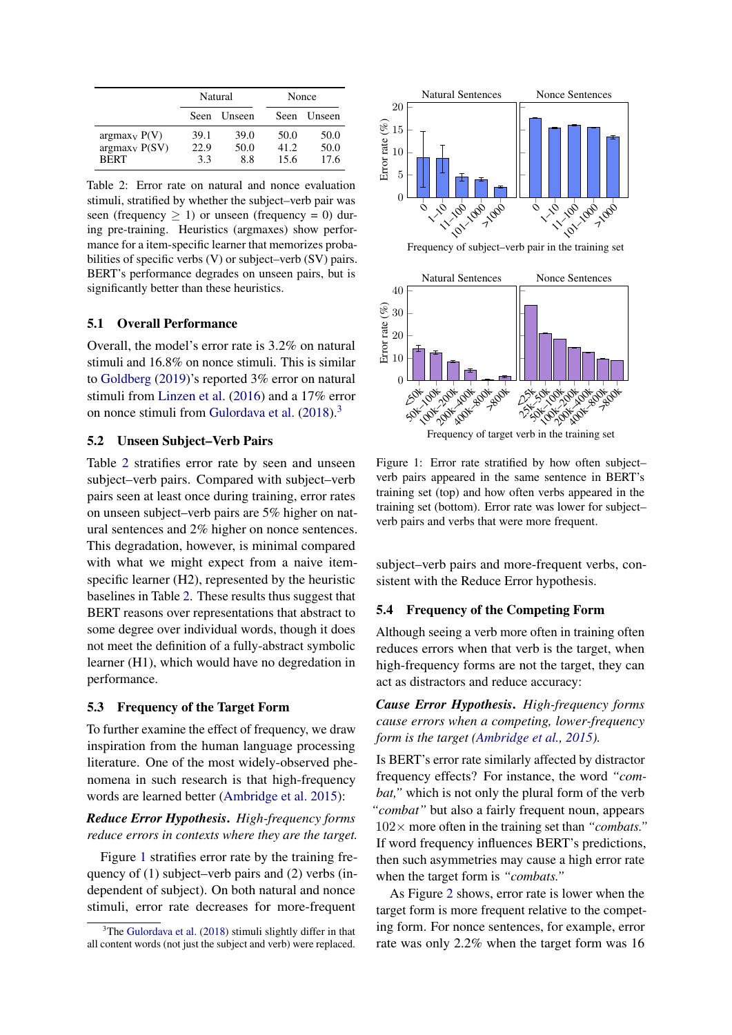| | Natural | | Nonce | |
|---|---|---|---|---|
| | Seen | Unseen | Seen | Unseen |
| $\text{argmax}_V$ P(V) | 39.1 | 39.0 | 50.0 | 50.0 |
| $\text{argmax}_V$ P(SV) | 22.9 | 50.0 | 41.2 | 50.0 |
| BERT | 3.3 | 8.8 | 15.6 | 17.6 |

Table 2: Error rate on natural and nonce evaluation stimuli, stratified by whether the subject–verb pair was seen (frequency $\geq 1$) or unseen (frequency = 0) during pre-training. Heuristics (argmaxes) show performance for a item-specific learner that memorizes probabilities of specific verbs (V) or subject–verb (SV) pairs. BERT's performance degrades on unseen pairs, but is significantly better than these heuristics.

### 5.1 Overall Performance

Overall, the model's error rate is 3.2% on natural stimuli and 16.8% on nonce stimuli. This is similar to Goldberg (2019)'s reported 3% error on natural stimuli from Linzen et al. (2016) and a 17% error on nonce stimuli from Gulordava et al. (2018).[3]

### 5.2 Unseen Subject–Verb Pairs

Table 2 stratifies error rate by seen and unseen subject–verb pairs. Compared with subject–verb pairs seen at least once during training, error rates on unseen subject–verb pairs are 5% higher on natural sentences and 2% higher on nonce sentences. This degradation, however, is minimal compared with what we might expect from a naive item-specific learner (H2), represented by the heuristic baselines in Table 2. These results thus suggest that BERT reasons over representations that abstract to some degree over individual words, though it does not meet the definition of a fully-abstract symbolic learner (H1), which would have no degredation in performance.

### 5.3 Frequency of the Target Form

To further examine the effect of frequency, we draw inspiration from the human language processing literature. One of the most widely-observed phenomena in such research is that high-frequency words are learned better (Ambridge et al. 2015):

***Reduce Error Hypothesis.*** *High-frequency forms reduce errors in contexts where they are the target.*

Figure 1 stratifies error rate by the training frequency of (1) subject–verb pairs and (2) verbs (independent of subject). On both natural and nonce stimuli, error rate decreases for more-frequent subject–verb pairs and more-frequent verbs, consistent with the Reduce Error hypothesis.

[3]The Gulordava et al. (2018) stimuli slightly differ in that all content words (not just the subject and verb) were replaced.

Figure 1: Error rate stratified by how often subject–verb pairs appeared in the same sentence in BERT's training set (top) and how often verbs appeared in the training set (bottom). Error rate was lower for subject–verb pairs and verbs that were more frequent.

### 5.4 Frequency of the Competing Form

Although seeing a verb more often in training often reduces errors when that verb is the target, when high-frequency forms are not the target, they can act as distractors and reduce accuracy:

***Cause Error Hypothesis.*** *High-frequency forms cause errors when a competing, lower-frequency form is the target (Ambridge et al., 2015).*

Is BERT's error rate similarly affected by distractor frequency effects? For instance, the word *"combat,"* which is not only the plural form of the verb *"combat"* but also a fairly frequent noun, appears 102× more often in the training set than *"combats."* If word frequency influences BERT's predictions, then such asymmetries may cause a high error rate when the target form is *"combats."*

As Figure 2 shows, error rate is lower when the target form is more frequent relative to the competing form. For nonce sentences, for example, error rate was only 2.2% when the target form was 16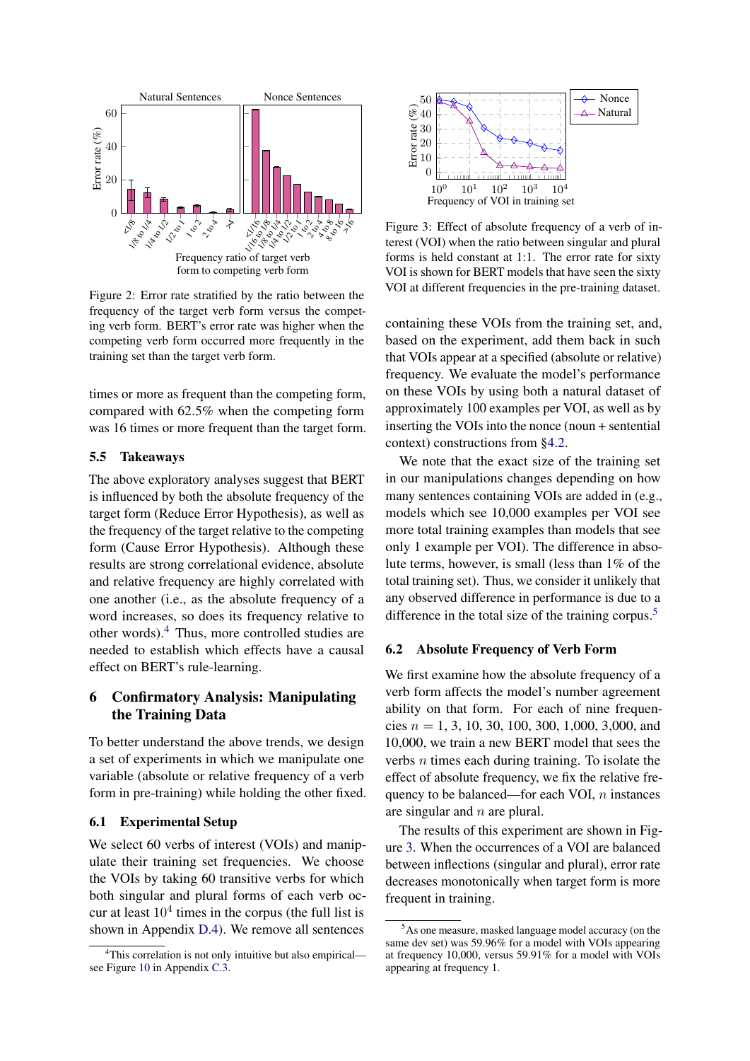Figure 2: Error rate stratified by the ratio between the frequency of the target verb form versus the competing verb form. BERT's error rate was higher when the competing verb form occurred more frequently in the training set than the target verb form.

times or more as frequent than the competing form, compared with 62.5% when the competing form was 16 times or more frequent than the target form.

### 5.5 Takeaways

The above exploratory analyses suggest that BERT is influenced by both the absolute frequency of the target form (Reduce Error Hypothesis), as well as the frequency of the target relative to the competing form (Cause Error Hypothesis). Although these results are strong correlational evidence, absolute and relative frequency are highly correlated with one another (i.e., as the absolute frequency of a word increases, so does its frequency relative to other words).[4] Thus, more controlled studies are needed to establish which effects have a causal effect on BERT's rule-learning.

## 6 Confirmatory Analysis: Manipulating the Training Data

To better understand the above trends, we design a set of experiments in which we manipulate one variable (absolute or relative frequency of a verb form in pre-training) while holding the other fixed.

### 6.1 Experimental Setup

We select 60 verbs of interest (VOIs) and manipulate their training set frequencies. We choose the VOIs by taking 60 transitive verbs for which both singular and plural forms of each verb occur at least $10^4$ times in the corpus (the full list is shown in Appendix D.4). We remove all sentences

[4]This correlation is not only intuitive but also empirical—see Figure 10 in Appendix C.3.

Figure 3: Effect of absolute frequency of a verb of interest (VOI) when the ratio between singular and plural forms is held constant at 1:1. The error rate for sixty VOI is shown for BERT models that have seen the sixty VOI at different frequencies in the pre-training dataset.

containing these VOIs from the training set, and, based on the experiment, add them back in such that VOIs appear at a specified (absolute or relative) frequency. We evaluate the model's performance on these VOIs by using both a natural dataset of approximately 100 examples per VOI, as well as by inserting the VOIs into the nonce (noun + sentential context) constructions from §4.2.

We note that the exact size of the training set in our manipulations changes depending on how many sentences containing VOIs are added in (e.g., models which see 10,000 examples per VOI see more total training examples than models that see only 1 example per VOI). The difference in absolute terms, however, is small (less than 1% of the total training set). Thus, we consider it unlikely that any observed difference in performance is due to a difference in the total size of the training corpus.[5]

### 6.2 Absolute Frequency of Verb Form

We first examine how the absolute frequency of a verb form affects the model's number agreement ability on that form. For each of nine frequencies $n$ = 1, 3, 10, 30, 100, 300, 1,000, 3,000, and 10,000, we train a new BERT model that sees the verbs $n$ times each during training. To isolate the effect of absolute frequency, we fix the relative frequency to be balanced—for each VOI, $n$ instances are singular and $n$ are plural.

The results of this experiment are shown in Figure 3. When the occurrences of a VOI are balanced between inflections (singular and plural), error rate decreases monotonically when target form is more frequent in training.

[5]As one measure, masked language model accuracy (on the same dev set) was 59.96% for a model with VOIs appearing at frequency 10,000, versus 59.91% for a model with VOIs appearing at frequency 1.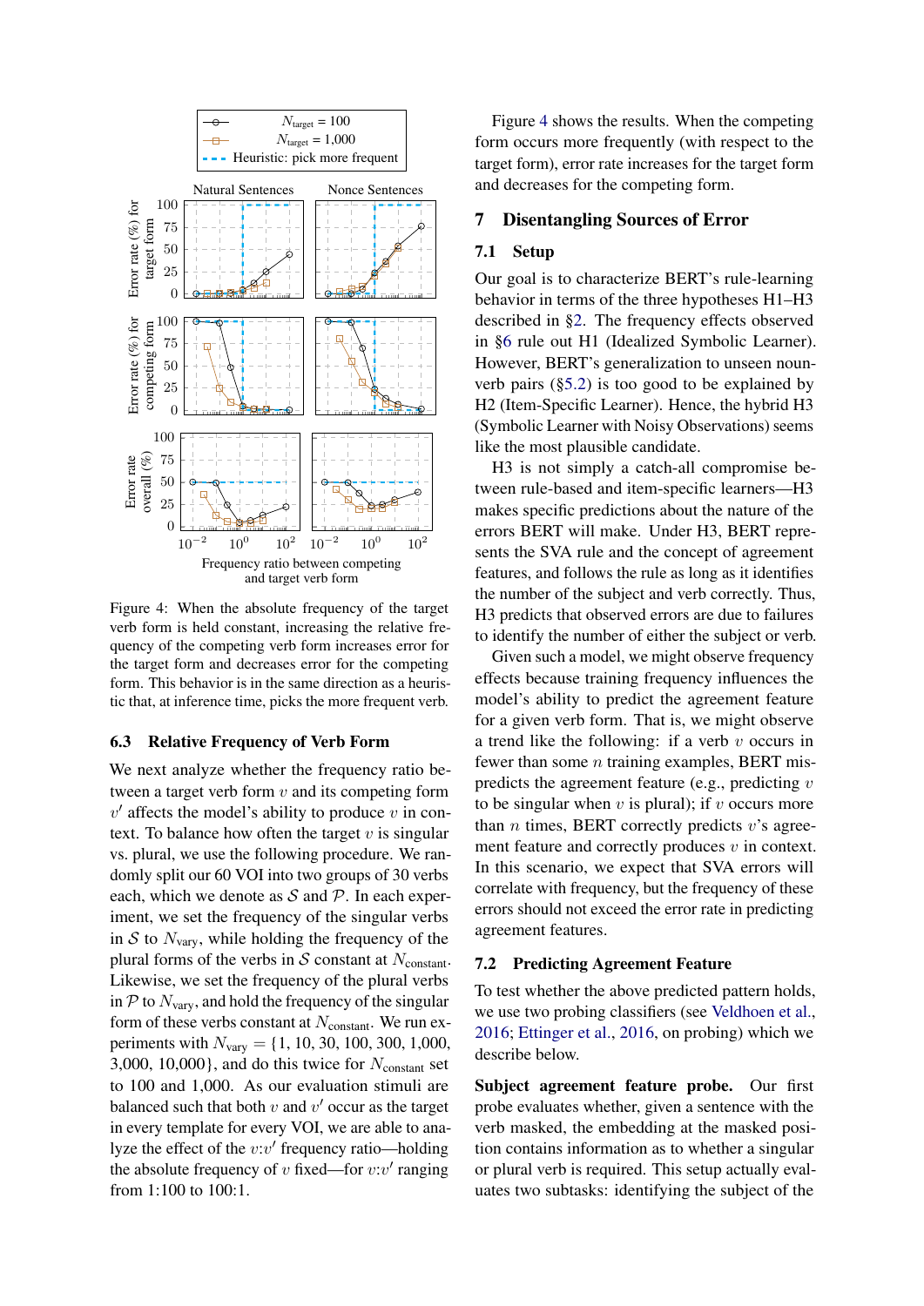Figure 4: When the absolute frequency of the target verb form is held constant, increasing the relative frequency of the competing verb form increases error for the target form and decreases error for the competing form. This behavior is in the same direction as a heuristic that, at inference time, picks the more frequent verb.

### 6.3 Relative Frequency of Verb Form

We next analyze whether the frequency ratio between a target verb form $v$ and its competing form $v'$ affects the model's ability to produce $v$ in context. To balance how often the target $v$ is singular vs. plural, we use the following procedure. We randomly split our 60 VOI into two groups of 30 verbs each, which we denote as $\mathcal{S}$ and $\mathcal{P}$. In each experiment, we set the frequency of the singular verbs in $\mathcal{S}$ to $N_{\text{vary}}$, while holding the frequency of the plural forms of the verbs in $\mathcal{S}$ constant at $N_{\text{constant}}$. Likewise, we set the frequency of the plural verbs in $\mathcal{P}$ to $N_{\text{vary}}$, and hold the frequency of the singular form of these verbs constant at $N_{\text{constant}}$. We run experiments with $N_{\text{vary}} = \{1, 10, 30, 100, 300, 1{,}000, 3{,}000, 10{,}000\}$, and do this twice for $N_{\text{constant}}$ set to 100 and 1,000. As our evaluation stimuli are balanced such that both $v$ and $v'$ occur as the target in every template for every VOI, we are able to analyze the effect of the $v{:}v'$ frequency ratio—holding the absolute frequency of $v$ fixed—for $v{:}v'$ ranging from 1:100 to 100:1.

Figure 4 shows the results. When the competing form occurs more frequently (with respect to the target form), error rate increases for the target form and decreases for the competing form.

## 7 Disentangling Sources of Error

### 7.1 Setup

Our goal is to characterize BERT's rule-learning behavior in terms of the three hypotheses H1–H3 described in §2. The frequency effects observed in §6 rule out H1 (Idealized Symbolic Learner). However, BERT's generalization to unseen noun-verb pairs (§5.2) is too good to be explained by H2 (Item-Specific Learner). Hence, the hybrid H3 (Symbolic Learner with Noisy Observations) seems like the most plausible candidate.

H3 is not simply a catch-all compromise between rule-based and item-specific learners—H3 makes specific predictions about the nature of the errors BERT will make. Under H3, BERT represents the SVA rule and the concept of agreement features, and follows the rule as long as it identifies the number of the subject and verb correctly. Thus, H3 predicts that observed errors are due to failures to identify the number of either the subject or verb.

Given such a model, we might observe frequency effects because training frequency influences the model's ability to predict the agreement feature for a given verb form. That is, we might observe a trend like the following: if a verb $v$ occurs in fewer than some $n$ training examples, BERT mispredicts the agreement feature (e.g., predicting $v$ to be singular when $v$ is plural); if $v$ occurs more than $n$ times, BERT correctly predicts $v$'s agreement feature and correctly produces $v$ in context. In this scenario, we expect that SVA errors will correlate with frequency, but the frequency of these errors should not exceed the error rate in predicting agreement features.

### 7.2 Predicting Agreement Feature

To test whether the above predicted pattern holds, we use two probing classifiers (see Veldhoen et al., 2016; Ettinger et al., 2016, on probing) which we describe below.

**Subject agreement feature probe.** Our first probe evaluates whether, given a sentence with the verb masked, the embedding at the masked position contains information as to whether a singular or plural verb is required. This setup actually evaluates two subtasks: identifying the subject of the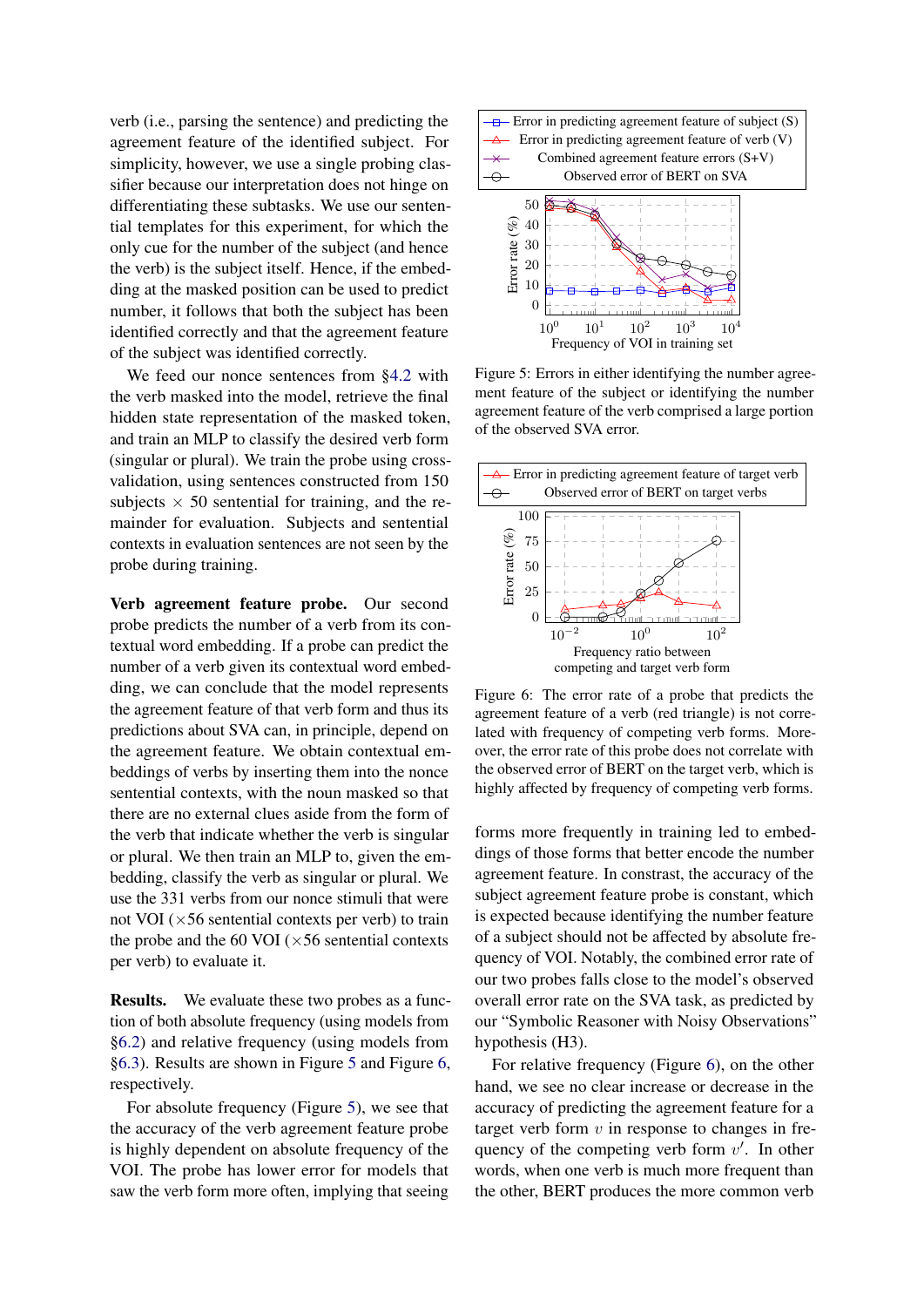verb (i.e., parsing the sentence) and predicting the agreement feature of the identified subject. For simplicity, however, we use a single probing classifier because our interpretation does not hinge on differentiating these subtasks. We use our sentential templates for this experiment, for which the only cue for the number of the subject (and hence the verb) is the subject itself. Hence, if the embedding at the masked position can be used to predict number, it follows that both the subject has been identified correctly and that the agreement feature of the subject was identified correctly.

We feed our nonce sentences from §4.2 with the verb masked into the model, retrieve the final hidden state representation of the masked token, and train an MLP to classify the desired verb form (singular or plural). We train the probe using cross-validation, using sentences constructed from 150 subjects × 50 sentential for training, and the remainder for evaluation. Subjects and sentential contexts in evaluation sentences are not seen by the probe during training.

**Verb agreement feature probe.** Our second probe predicts the number of a verb from its contextual word embedding. If a probe can predict the number of a verb given its contextual word embedding, we can conclude that the model represents the agreement feature of that verb form and thus its predictions about SVA can, in principle, depend on the agreement feature. We obtain contextual embeddings of verbs by inserting them into the nonce sentential contexts, with the noun masked so that there are no external clues aside from the form of the verb that indicate whether the verb is singular or plural. We then train an MLP to, given the embedding, classify the verb as singular or plural. We use the 331 verbs from our nonce stimuli that were not VOI (×56 sentential contexts per verb) to train the probe and the 60 VOI (×56 sentential contexts per verb) to evaluate it.

**Results.** We evaluate these two probes as a function of both absolute frequency (using models from §6.2) and relative frequency (using models from §6.3). Results are shown in Figure 5 and Figure 6, respectively.

For absolute frequency (Figure 5), we see that the accuracy of the verb agreement feature probe is highly dependent on absolute frequency of the VOI. The probe has lower error for models that saw the verb form more often, implying that seeing forms more frequently in training led to embeddings of those forms that better encode the number agreement feature. In constrast, the accuracy of the subject agreement feature probe is constant, which is expected because identifying the number feature of a subject should not be affected by absolute frequency of VOI. Notably, the combined error rate of our two probes falls close to the model's observed overall error rate on the SVA task, as predicted by our "Symbolic Reasoner with Noisy Observations" hypothesis (H3).

Figure 5: Errors in either identifying the number agreement feature of the subject or identifying the number agreement feature of the verb comprised a large portion of the observed SVA error.

Figure 6: The error rate of a probe that predicts the agreement feature of a verb (red triangle) is not correlated with frequency of competing verb forms. Moreover, the error rate of this probe does not correlate with the observed error of BERT on the target verb, which is highly affected by frequency of competing verb forms.

For relative frequency (Figure 6), on the other hand, we see no clear increase or decrease in the accuracy of predicting the agreement feature for a target verb form $v$ in response to changes in frequency of the competing verb form $v'$. In other words, when one verb is much more frequent than the other, BERT produces the more common verb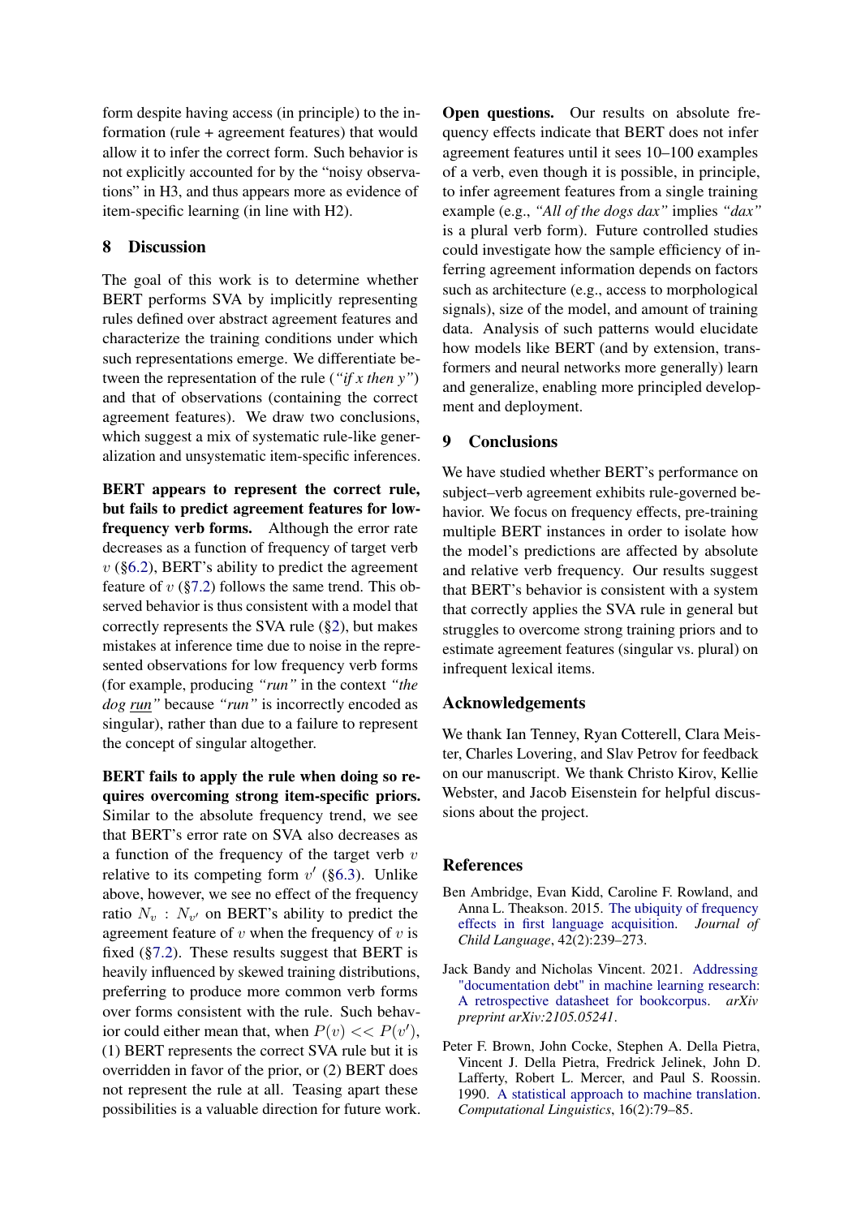form despite having access (in principle) to the information (rule + agreement features) that would allow it to infer the correct form. Such behavior is not explicitly accounted for by the "noisy observations" in H3, and thus appears more as evidence of item-specific learning (in line with H2).

## 8 Discussion

The goal of this work is to determine whether BERT performs SVA by implicitly representing rules defined over abstract agreement features and characterize the training conditions under which such representations emerge. We differentiate between the representation of the rule (*"if x then y"*) and that of observations (containing the correct agreement features). We draw two conclusions, which suggest a mix of systematic rule-like generalization and unsystematic item-specific inferences.

**BERT appears to represent the correct rule, but fails to predict agreement features for low-frequency verb forms.** Although the error rate decreases as a function of frequency of target verb $v$ (§6.2), BERT's ability to predict the agreement feature of $v$ (§7.2) follows the same trend. This observed behavior is thus consistent with a model that correctly represents the SVA rule (§2), but makes mistakes at inference time due to noise in the represented observations for low frequency verb forms (for example, producing *"run"* in the context *"the dog run"* because *"run"* is incorrectly encoded as singular), rather than due to a failure to represent the concept of singular altogether.

**BERT fails to apply the rule when doing so requires overcoming strong item-specific priors.** Similar to the absolute frequency trend, we see that BERT's error rate on SVA also decreases as a function of the frequency of the target verb $v$ relative to its competing form $v'$ (§6.3). Unlike above, however, we see no effect of the frequency ratio $N_v : N_{v'}$ on BERT's ability to predict the agreement feature of $v$ when the frequency of $v$ is fixed (§7.2). These results suggest that BERT is heavily influenced by skewed training distributions, preferring to produce more common verb forms over forms consistent with the rule. Such behavior could either mean that, when $P(v) << P(v')$, (1) BERT represents the correct SVA rule but it is overridden in favor of the prior, or (2) BERT does not represent the rule at all. Teasing apart these possibilities is a valuable direction for future work.

**Open questions.** Our results on absolute frequency effects indicate that BERT does not infer agreement features until it sees 10–100 examples of a verb, even though it is possible, in principle, to infer agreement features from a single training example (e.g., *"All of the dogs dax"* implies *"dax"* is a plural verb form). Future controlled studies could investigate how the sample efficiency of inferring agreement information depends on factors such as architecture (e.g., access to morphological signals), size of the model, and amount of training data. Analysis of such patterns would elucidate how models like BERT (and by extension, transformers and neural networks more generally) learn and generalize, enabling more principled development and deployment.

## 9 Conclusions

We have studied whether BERT's performance on subject–verb agreement exhibits rule-governed behavior. We focus on frequency effects, pre-training multiple BERT instances in order to isolate how the model's predictions are affected by absolute and relative verb frequency. Our results suggest that BERT's behavior is consistent with a system that correctly applies the SVA rule in general but struggles to overcome strong training priors and to estimate agreement features (singular vs. plural) on infrequent lexical items.

## Acknowledgements

We thank Ian Tenney, Ryan Cotterell, Clara Meister, Charles Lovering, and Slav Petrov for feedback on our manuscript. We thank Christo Kirov, Kellie Webster, and Jacob Eisenstein for helpful discussions about the project.

## References

Ben Ambridge, Evan Kidd, Caroline F. Rowland, and Anna L. Theakston. 2015. The ubiquity of frequency effects in first language acquisition. *Journal of Child Language*, 42(2):239–273.

Jack Bandy and Nicholas Vincent. 2021. Addressing "documentation debt" in machine learning research: A retrospective datasheet for bookcorpus. *arXiv preprint arXiv:2105.05241*.

Peter F. Brown, John Cocke, Stephen A. Della Pietra, Vincent J. Della Pietra, Fredrick Jelinek, John D. Lafferty, Robert L. Mercer, and Paul S. Roossin. 1990. A statistical approach to machine translation. *Computational Linguistics*, 16(2):79–85.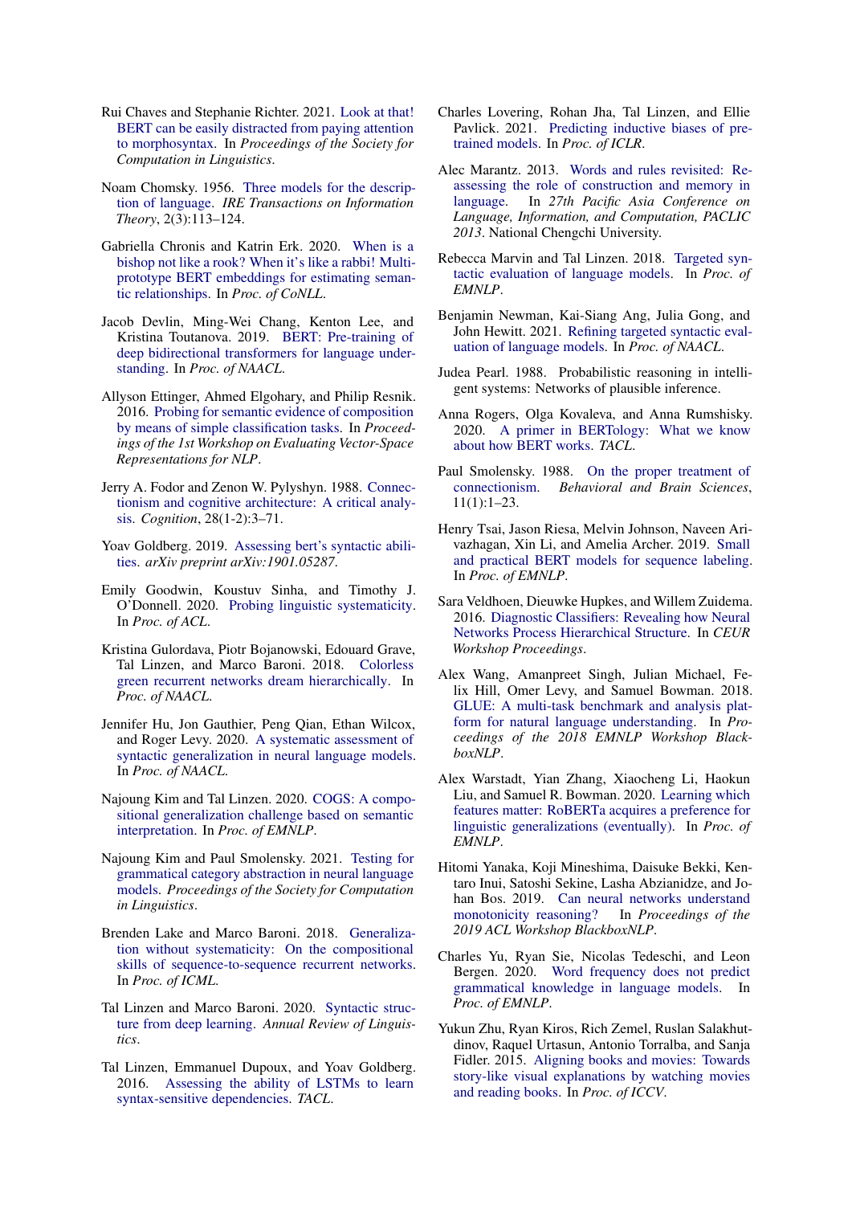Rui Chaves and Stephanie Richter. 2021. Look at that! BERT can be easily distracted from paying attention to morphosyntax. In *Proceedings of the Society for Computation in Linguistics*.

Noam Chomsky. 1956. Three models for the description of language. *IRE Transactions on Information Theory*, 2(3):113–124.

Gabriella Chronis and Katrin Erk. 2020. When is a bishop not like a rook? When it's like a rabbi! Multi-prototype BERT embeddings for estimating semantic relationships. In *Proc. of CoNLL*.

Jacob Devlin, Ming-Wei Chang, Kenton Lee, and Kristina Toutanova. 2019. BERT: Pre-training of deep bidirectional transformers for language understanding. In *Proc. of NAACL*.

Allyson Ettinger, Ahmed Elgohary, and Philip Resnik. 2016. Probing for semantic evidence of composition by means of simple classification tasks. In *Proceedings of the 1st Workshop on Evaluating Vector-Space Representations for NLP*.

Jerry A. Fodor and Zenon W. Pylyshyn. 1988. Connectionism and cognitive architecture: A critical analysis. *Cognition*, 28(1-2):3–71.

Yoav Goldberg. 2019. Assessing bert's syntactic abilities. *arXiv preprint arXiv:1901.05287*.

Emily Goodwin, Koustuv Sinha, and Timothy J. O'Donnell. 2020. Probing linguistic systematicity. In *Proc. of ACL*.

Kristina Gulordava, Piotr Bojanowski, Edouard Grave, Tal Linzen, and Marco Baroni. 2018. Colorless green recurrent networks dream hierarchically. In *Proc. of NAACL*.

Jennifer Hu, Jon Gauthier, Peng Qian, Ethan Wilcox, and Roger Levy. 2020. A systematic assessment of syntactic generalization in neural language models. In *Proc. of NAACL*.

Najoung Kim and Tal Linzen. 2020. COGS: A compositional generalization challenge based on semantic interpretation. In *Proc. of EMNLP*.

Najoung Kim and Paul Smolensky. 2021. Testing for grammatical category abstraction in neural language models. *Proceedings of the Society for Computation in Linguistics*.

Brenden Lake and Marco Baroni. 2018. Generalization without systematicity: On the compositional skills of sequence-to-sequence recurrent networks. In *Proc. of ICML*.

Tal Linzen and Marco Baroni. 2020. Syntactic structure from deep learning. *Annual Review of Linguistics*.

Tal Linzen, Emmanuel Dupoux, and Yoav Goldberg. 2016. Assessing the ability of LSTMs to learn syntax-sensitive dependencies. *TACL*.

Charles Lovering, Rohan Jha, Tal Linzen, and Ellie Pavlick. 2021. Predicting inductive biases of pre-trained models. In *Proc. of ICLR*.

Alec Marantz. 2013. Words and rules revisited: Reassessing the role of construction and memory in language. In *27th Pacific Asia Conference on Language, Information, and Computation, PACLIC 2013*. National Chengchi University.

Rebecca Marvin and Tal Linzen. 2018. Targeted syntactic evaluation of language models. In *Proc. of EMNLP*.

Benjamin Newman, Kai-Siang Ang, Julia Gong, and John Hewitt. 2021. Refining targeted syntactic evaluation of language models. In *Proc. of NAACL*.

Judea Pearl. 1988. Probabilistic reasoning in intelligent systems: Networks of plausible inference.

Anna Rogers, Olga Kovaleva, and Anna Rumshisky. 2020. A primer in BERTology: What we know about how BERT works. *TACL*.

Paul Smolensky. 1988. On the proper treatment of connectionism. *Behavioral and Brain Sciences*, 11(1):1–23.

Henry Tsai, Jason Riesa, Melvin Johnson, Naveen Arivazhagan, Xin Li, and Amelia Archer. 2019. Small and practical BERT models for sequence labeling. In *Proc. of EMNLP*.

Sara Veldhoen, Dieuwke Hupkes, and Willem Zuidema. 2016. Diagnostic Classifiers: Revealing how Neural Networks Process Hierarchical Structure. In *CEUR Workshop Proceedings*.

Alex Wang, Amanpreet Singh, Julian Michael, Felix Hill, Omer Levy, and Samuel Bowman. 2018. GLUE: A multi-task benchmark and analysis platform for natural language understanding. In *Proceedings of the 2018 EMNLP Workshop BlackboxNLP*.

Alex Warstadt, Yian Zhang, Xiaocheng Li, Haokun Liu, and Samuel R. Bowman. 2020. Learning which features matter: RoBERTa acquires a preference for linguistic generalizations (eventually). In *Proc. of EMNLP*.

Hitomi Yanaka, Koji Mineshima, Daisuke Bekki, Kentaro Inui, Satoshi Sekine, Lasha Abzianidze, and Johan Bos. 2019. Can neural networks understand monotonicity reasoning? In *Proceedings of the 2019 ACL Workshop BlackboxNLP*.

Charles Yu, Ryan Sie, Nicolas Tedeschi, and Leon Bergen. 2020. Word frequency does not predict grammatical knowledge in language models. In *Proc. of EMNLP*.

Yukun Zhu, Ryan Kiros, Rich Zemel, Ruslan Salakhutdinov, Raquel Urtasun, Antonio Torralba, and Sanja Fidler. 2015. Aligning books and movies: Towards story-like visual explanations by watching movies and reading books. In *Proc. of ICCV*.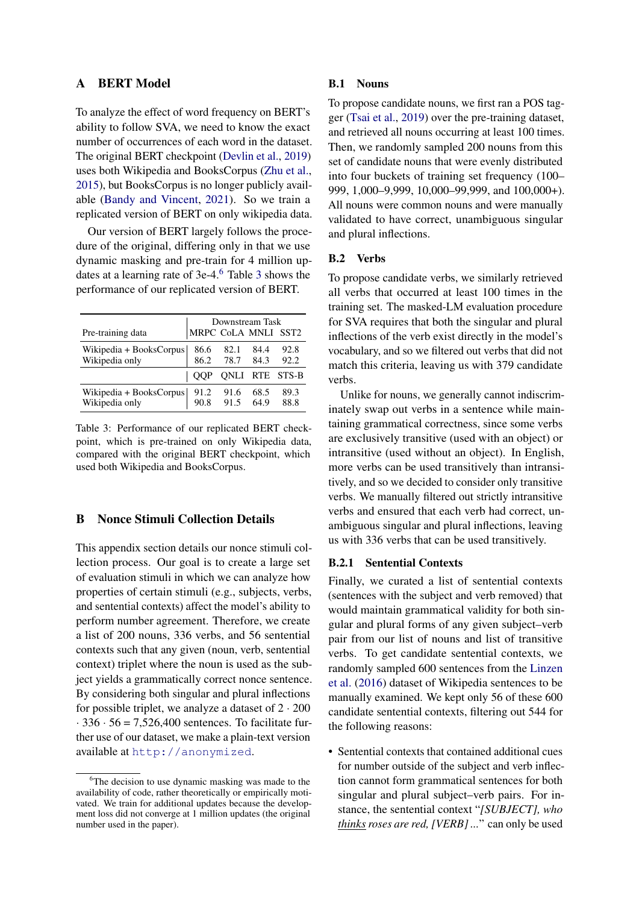## A BERT Model

To analyze the effect of word frequency on BERT's ability to follow SVA, we need to know the exact number of occurrences of each word in the dataset. The original BERT checkpoint (Devlin et al., 2019) uses both Wikipedia and BooksCorpus (Zhu et al., 2015), but BooksCorpus is no longer publicly available (Bandy and Vincent, 2021). So we train a replicated version of BERT on only wikipedia data.

Our version of BERT largely follows the procedure of the original, differing only in that we use dynamic masking and pre-train for 4 million updates at a learning rate of 3e-4.[6] Table 3 shows the performance of our replicated version of BERT.

| Pre-training data | Downstream Task | | | |
|---|---|---|---|---|
| | MRPC | CoLA | MNLI | SST2 |
| Wikipedia + BooksCorpus | 86.6 | 82.1 | 84.4 | 92.8 |
| Wikipedia only | 86.2 | 78.7 | 84.3 | 92.2 |
| | QQP | QNLI | RTE | STS-B |
| Wikipedia + BooksCorpus | 91.2 | 91.6 | 68.5 | 89.3 |
| Wikipedia only | 90.8 | 91.5 | 64.9 | 88.8 |

Table 3: Performance of our replicated BERT checkpoint, which is pre-trained on only Wikipedia data, compared with the original BERT checkpoint, which used both Wikipedia and BooksCorpus.

## B Nonce Stimuli Collection Details

This appendix section details our nonce stimuli collection process. Our goal is to create a large set of evaluation stimuli in which we can analyze how properties of certain stimuli (e.g., subjects, verbs, and sentential contexts) affect the model's ability to perform number agreement. Therefore, we create a list of 200 nouns, 336 verbs, and 56 sentential contexts such that any given (noun, verb, sentential context) triplet where the noun is used as the subject yields a grammatically correct nonce sentence. By considering both singular and plural inflections for possible triplet, we analyze a dataset of $2 \cdot 200 \cdot 336 \cdot 56 = 7{,}526{,}400$ sentences. To facilitate further use of our dataset, we make a plain-text version available at `http://anonymized`.

[6] The decision to use dynamic masking was made to the availability of code, rather theoretically or empirically motivated. We train for additional updates because the development loss did not converge at 1 million updates (the original number used in the paper).

### B.1 Nouns

To propose candidate nouns, we first ran a POS tagger (Tsai et al., 2019) over the pre-training dataset, and retrieved all nouns occurring at least 100 times. Then, we randomly sampled 200 nouns from this set of candidate nouns that were evenly distributed into four buckets of training set frequency (100–999, 1,000–9,999, 10,000–99,999, and 100,000+). All nouns were common nouns and were manually validated to have correct, unambiguous singular and plural inflections.

### B.2 Verbs

To propose candidate verbs, we similarly retrieved all verbs that occurred at least 100 times in the training set. The masked-LM evaluation procedure for SVA requires that both the singular and plural inflections of the verb exist directly in the model's vocabulary, and so we filtered out verbs that did not match this criteria, leaving us with 379 candidate verbs.

Unlike for nouns, we generally cannot indiscriminately swap out verbs in a sentence while maintaining grammatical correctness, since some verbs are exclusively transitive (used with an object) or intransitive (used without an object). In English, more verbs can be used transitively than intransitively, and so we decided to consider only transitive verbs. We manually filtered out strictly intransitive verbs and ensured that each verb had correct, unambiguous singular and plural inflections, leaving us with 336 verbs that can be used transitively.

#### B.2.1 Sentential Contexts

Finally, we curated a list of sentential contexts (sentences with the subject and verb removed) that would maintain grammatical validity for both singular and plural forms of any given subject–verb pair from our list of nouns and list of transitive verbs. To get candidate sentential contexts, we randomly sampled 600 sentences from the Linzen et al. (2016) dataset of Wikipedia sentences to be manually examined. We kept only 56 of these 600 candidate sentential contexts, filtering out 544 for the following reasons:

- Sentential contexts that contained additional cues for number outside of the subject and verb inflection cannot form grammatical sentences for both singular and plural subject–verb pairs. For instance, the sentential context "*[SUBJECT], who <u>thinks</u> roses are red, [VERB] ...*" can only be used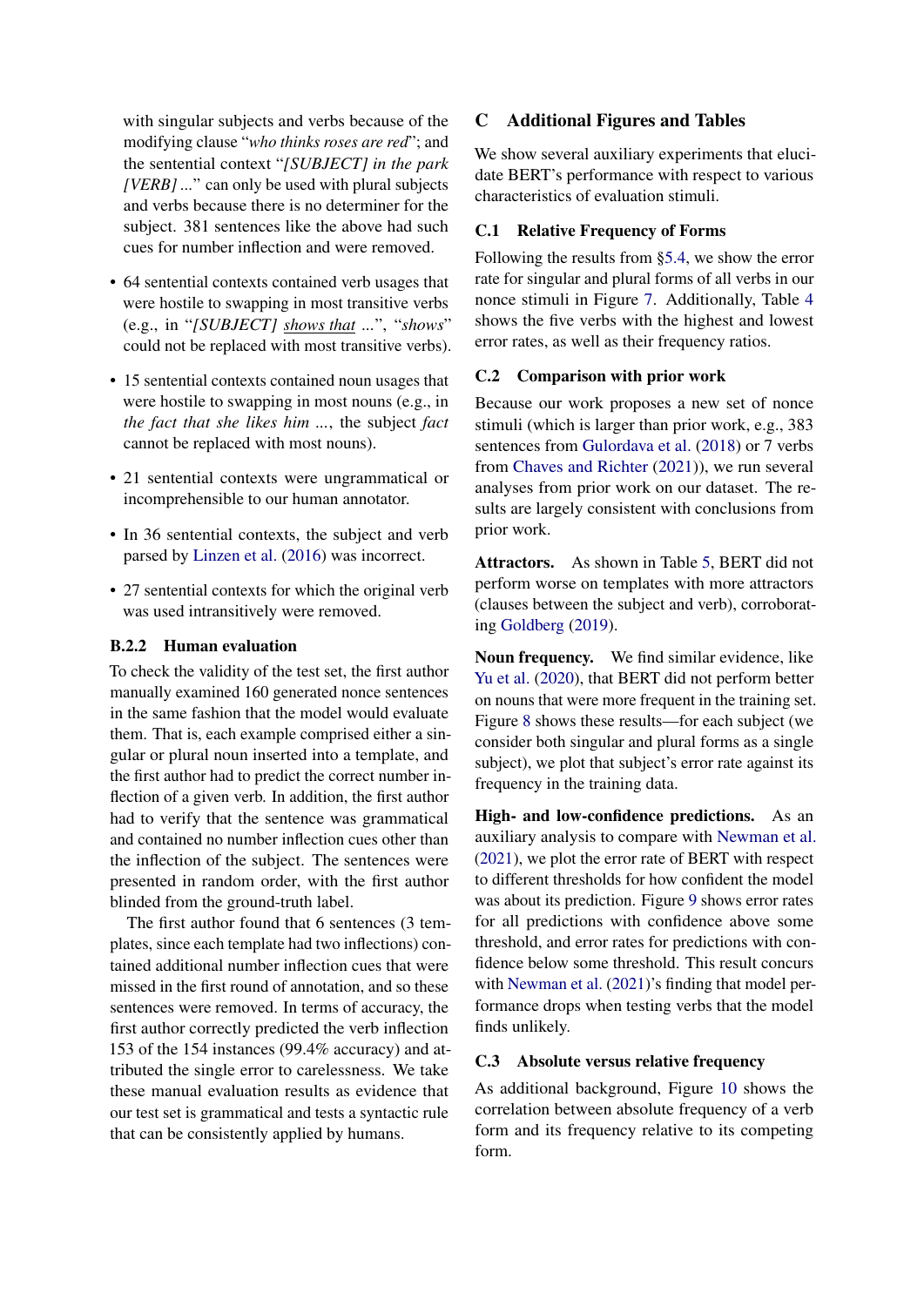with singular subjects and verbs because of the modifying clause "*who thinks roses are red*"; and the sentential context "*[SUBJECT] in the park [VERB]* ..." can only be used with plural subjects and verbs because there is no determiner for the subject. 381 sentences like the above had such cues for number inflection and were removed.

- 64 sentential contexts contained verb usages that were hostile to swapping in most transitive verbs (e.g., in "*[SUBJECT] shows that* ...", "*shows*" could not be replaced with most transitive verbs).
- 15 sentential contexts contained noun usages that were hostile to swapping in most nouns (e.g., in *the fact that she likes him* ..., the subject *fact* cannot be replaced with most nouns).
- 21 sentential contexts were ungrammatical or incomprehensible to our human annotator.
- In 36 sentential contexts, the subject and verb parsed by Linzen et al. (2016) was incorrect.
- 27 sentential contexts for which the original verb was used intransitively were removed.

### B.2.2 Human evaluation

To check the validity of the test set, the first author manually examined 160 generated nonce sentences in the same fashion that the model would evaluate them. That is, each example comprised either a singular or plural noun inserted into a template, and the first author had to predict the correct number inflection of a given verb. In addition, the first author had to verify that the sentence was grammatical and contained no number inflection cues other than the inflection of the subject. The sentences were presented in random order, with the first author blinded from the ground-truth label.

The first author found that 6 sentences (3 templates, since each template had two inflections) contained additional number inflection cues that were missed in the first round of annotation, and so these sentences were removed. In terms of accuracy, the first author correctly predicted the verb inflection 153 of the 154 instances (99.4% accuracy) and attributed the single error to carelessness. We take these manual evaluation results as evidence that our test set is grammatical and tests a syntactic rule that can be consistently applied by humans.

## C Additional Figures and Tables

We show several auxiliary experiments that elucidate BERT's performance with respect to various characteristics of evaluation stimuli.

### C.1 Relative Frequency of Forms

Following the results from §5.4, we show the error rate for singular and plural forms of all verbs in our nonce stimuli in Figure 7. Additionally, Table 4 shows the five verbs with the highest and lowest error rates, as well as their frequency ratios.

### C.2 Comparison with prior work

Because our work proposes a new set of nonce stimuli (which is larger than prior work, e.g., 383 sentences from Gulordava et al. (2018) or 7 verbs from Chaves and Richter (2021)), we run several analyses from prior work on our dataset. The results are largely consistent with conclusions from prior work.

**Attractors.** As shown in Table 5, BERT did not perform worse on templates with more attractors (clauses between the subject and verb), corroborating Goldberg (2019).

**Noun frequency.** We find similar evidence, like Yu et al. (2020), that BERT did not perform better on nouns that were more frequent in the training set. Figure 8 shows these results—for each subject (we consider both singular and plural forms as a single subject), we plot that subject's error rate against its frequency in the training data.

**High- and low-confidence predictions.** As an auxiliary analysis to compare with Newman et al. (2021), we plot the error rate of BERT with respect to different thresholds for how confident the model was about its prediction. Figure 9 shows error rates for all predictions with confidence above some threshold, and error rates for predictions with confidence below some threshold. This result concurs with Newman et al. (2021)'s finding that model performance drops when testing verbs that the model finds unlikely.

### C.3 Absolute versus relative frequency

As additional background, Figure 10 shows the correlation between absolute frequency of a verb form and its frequency relative to its competing form.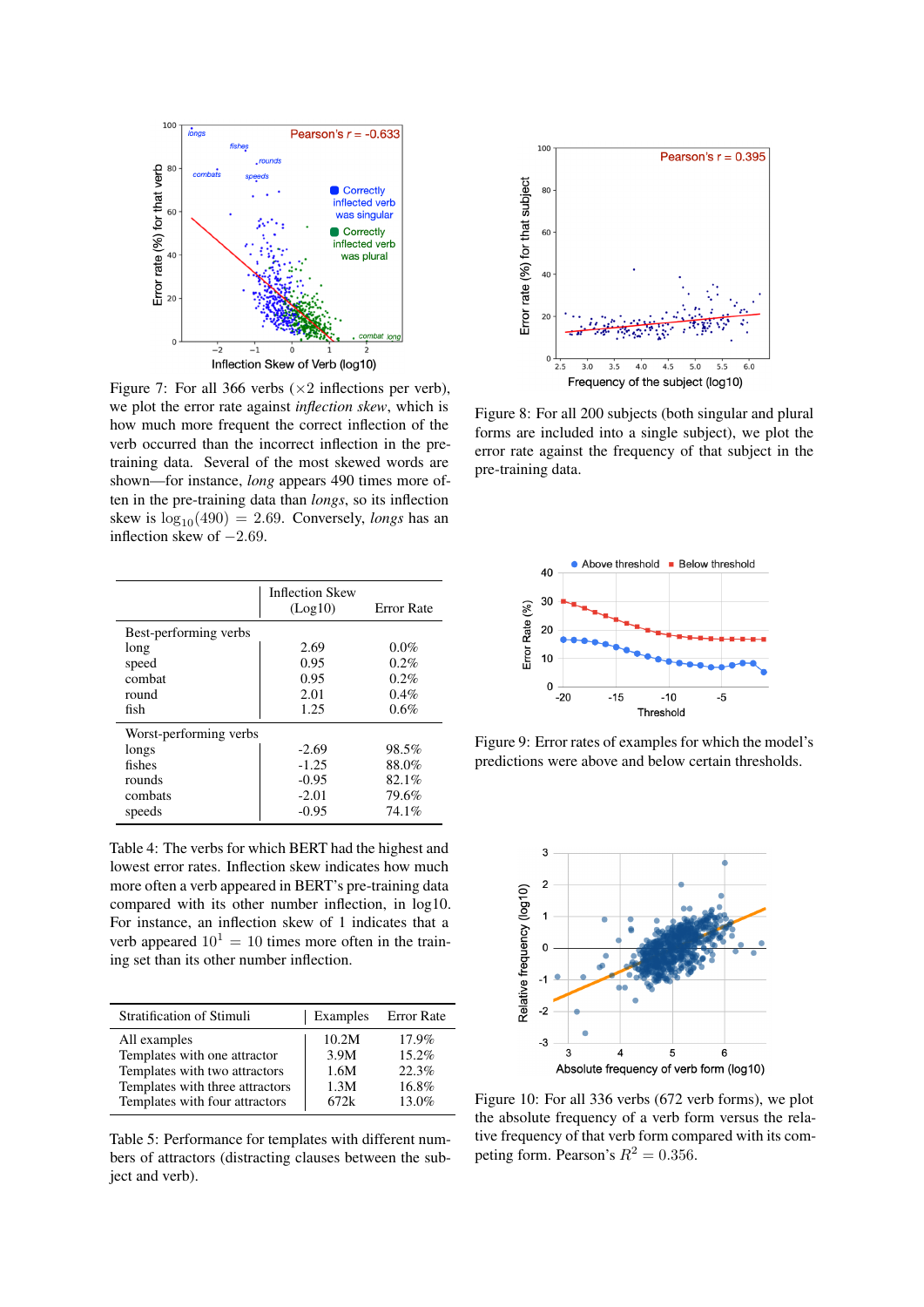Figure 7: For all 366 verbs (×2 inflections per verb), we plot the error rate against *inflection skew*, which is how much more frequent the correct inflection of the verb occurred than the incorrect inflection in the pre-training data. Several of the most skewed words are shown—for instance, *long* appears 490 times more often in the pre-training data than *longs*, so its inflection skew is $\log_{10}(490) = 2.69$. Conversely, *longs* has an inflection skew of $-2.69$.

|  | Inflection Skew (Log10) | Error Rate |
|---|---|---|
| Best-performing verbs | | |
| long | 2.69 | 0.0% |
| speed | 0.95 | 0.2% |
| combat | 0.95 | 0.2% |
| round | 2.01 | 0.4% |
| fish | 1.25 | 0.6% |
| Worst-performing verbs | | |
| longs | -2.69 | 98.5% |
| fishes | -1.25 | 88.0% |
| rounds | -0.95 | 82.1% |
| combats | -2.01 | 79.6% |
| speeds | -0.95 | 74.1% |

Table 4: The verbs for which BERT had the highest and lowest error rates. Inflection skew indicates how much more often a verb appeared in BERT's pre-training data compared with its other number inflection, in log10. For instance, an inflection skew of 1 indicates that a verb appeared $10^1 = 10$ times more often in the training set than its other number inflection.

| Stratification of Stimuli | Examples | Error Rate |
|---|---|---|
| All examples | 10.2M | 17.9% |
| Templates with one attractor | 3.9M | 15.2% |
| Templates with two attractors | 1.6M | 22.3% |
| Templates with three attractors | 1.3M | 16.8% |
| Templates with four attractors | 672k | 13.0% |

Table 5: Performance for templates with different numbers of attractors (distracting clauses between the subject and verb).

Figure 8: For all 200 subjects (both singular and plural forms are included into a single subject), we plot the error rate against the frequency of that subject in the pre-training data.

Figure 9: Error rates of examples for which the model's predictions were above and below certain thresholds.

Figure 10: For all 336 verbs (672 verb forms), we plot the absolute frequency of a verb form versus the relative frequency of that verb form compared with its competing form. Pearson's $R^2 = 0.356$.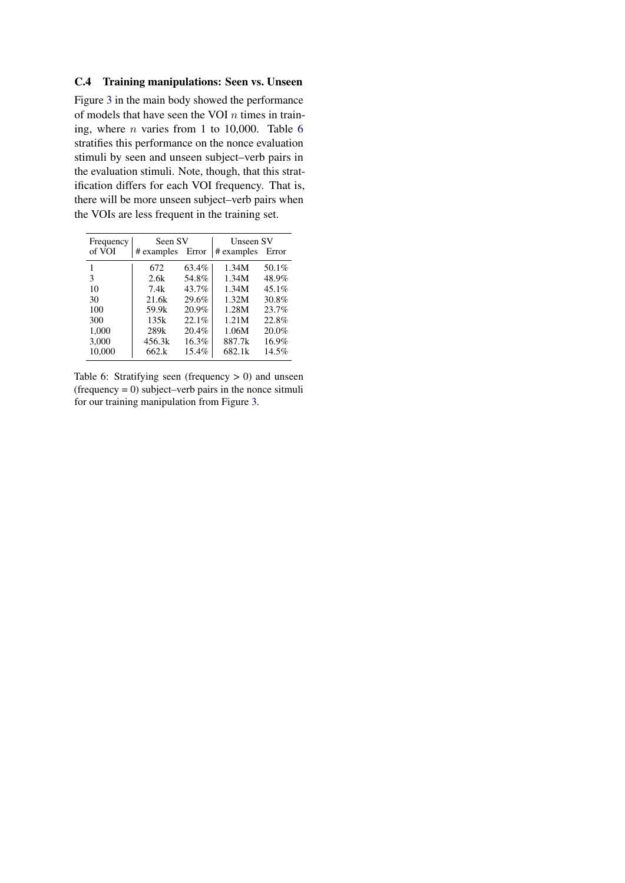### C.4 Training manipulations: Seen vs. Unseen

Figure 3 in the main body showed the performance of models that have seen the VOI $n$ times in training, where $n$ varies from 1 to 10,000. Table 6 stratifies this performance on the nonce evaluation stimuli by seen and unseen subject–verb pairs in the evaluation stimuli. Note, though, that this stratification differs for each VOI frequency. That is, there will be more unseen subject–verb pairs when the VOIs are less frequent in the training set.

| Frequency of VOI | Seen SV | | Unseen SV | |
|---|---|---|---|---|
| | # examples | Error | # examples | Error |
| 1 | 672 | 63.4% | 1.34M | 50.1% |
| 3 | 2.6k | 54.8% | 1.34M | 48.9% |
| 10 | 7.4k | 43.7% | 1.34M | 45.1% |
| 30 | 21.6k | 29.6% | 1.32M | 30.8% |
| 100 | 59.9k | 20.9% | 1.28M | 23.7% |
| 300 | 135k | 22.1% | 1.21M | 22.8% |
| 1,000 | 289k | 20.4% | 1.06M | 20.0% |
| 3,000 | 456.3k | 16.3% | 887.7k | 16.9% |
| 10,000 | 662.k | 15.4% | 682.1k | 14.5% |

Table 6: Stratifying seen (frequency > 0) and unseen (frequency = 0) subject–verb pairs in the nonce sitmuli for our training manipulation from Figure 3.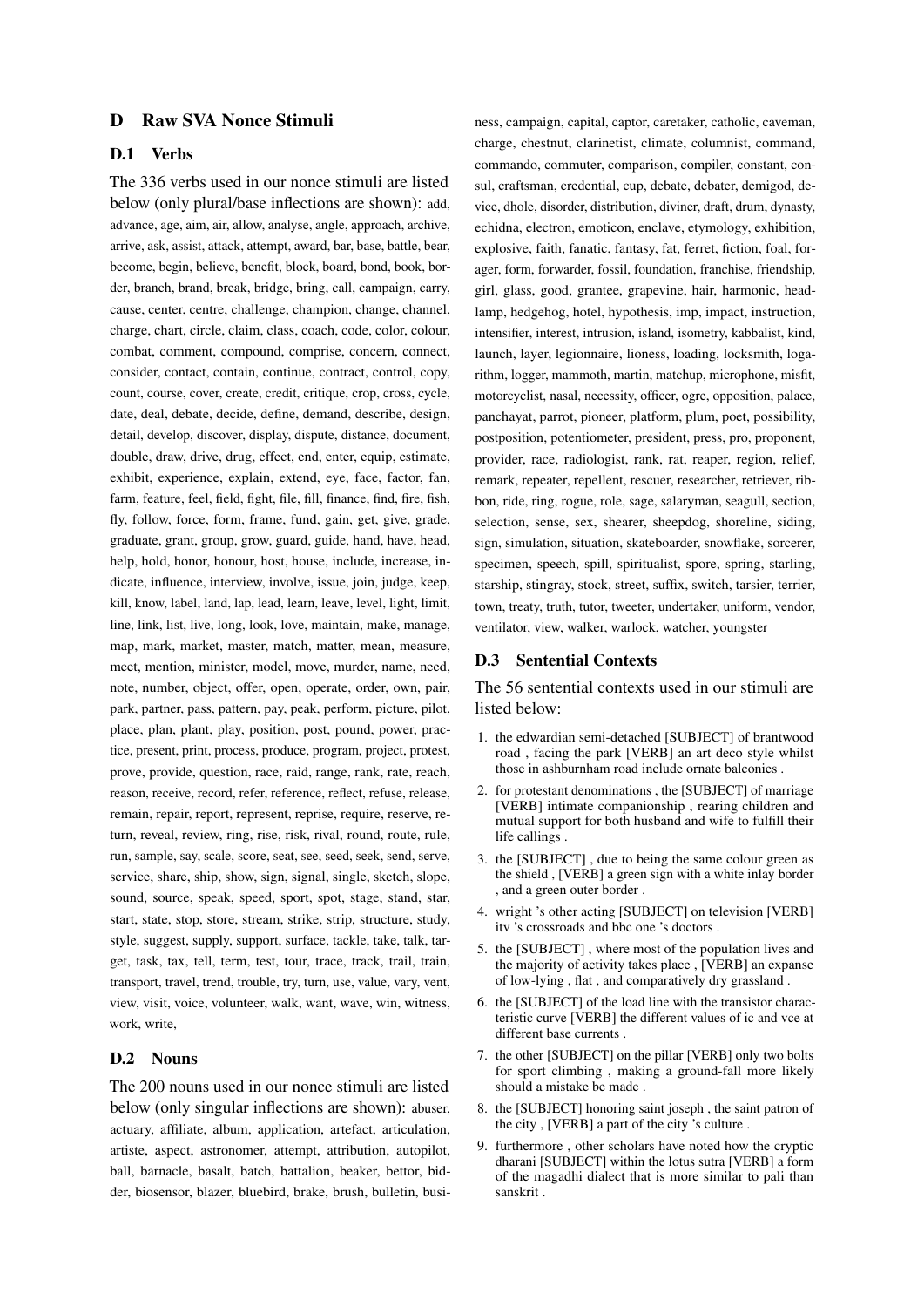# D Raw SVA Nonce Stimuli

## D.1 Verbs

The 336 verbs used in our nonce stimuli are listed below (only plural/base inflections are shown): add, advance, age, aim, air, allow, analyse, angle, approach, archive, arrive, ask, assist, attack, attempt, award, bar, base, battle, bear, become, begin, believe, benefit, block, board, bond, book, border, branch, brand, break, bridge, bring, call, campaign, carry, cause, center, centre, challenge, champion, change, channel, charge, chart, circle, claim, class, coach, code, color, colour, combat, comment, compound, comprise, concern, connect, consider, contact, contain, continue, contract, control, copy, count, course, cover, create, credit, critique, crop, cross, cycle, date, deal, debate, decide, define, demand, describe, design, detail, develop, discover, display, dispute, distance, document, double, draw, drive, drug, effect, end, enter, equip, estimate, exhibit, experience, explain, extend, eye, face, factor, fan, farm, feature, feel, field, fight, file, fill, finance, find, fire, fish, fly, follow, force, form, frame, fund, gain, get, give, grade, graduate, grant, group, grow, guard, guide, hand, have, head, help, hold, honor, honour, host, house, include, increase, indicate, influence, interview, involve, issue, join, judge, keep, kill, know, label, land, lap, lead, learn, leave, level, light, limit, line, link, list, live, long, look, love, maintain, make, manage, map, mark, market, master, match, matter, mean, measure, meet, mention, minister, model, move, murder, name, need, note, number, object, offer, open, operate, order, own, pair, park, partner, pass, pattern, pay, peak, perform, picture, pilot, place, plan, plant, play, position, post, pound, power, practice, present, print, process, produce, program, project, protest, prove, provide, question, race, raid, range, rank, rate, reach, reason, receive, record, refer, reference, reflect, refuse, release, remain, repair, report, represent, reprise, require, reserve, return, reveal, review, ring, rise, risk, rival, round, route, rule, run, sample, say, scale, score, seat, see, seed, seek, send, serve, service, share, ship, show, sign, signal, single, sketch, slope, sound, source, speak, speed, sport, spot, stage, stand, star, start, state, stop, store, stream, strike, strip, structure, study, style, suggest, supply, support, surface, tackle, take, talk, target, task, tax, tell, term, test, tour, trace, track, trail, train, transport, travel, trend, trouble, try, turn, use, value, vary, vent, view, visit, voice, volunteer, walk, want, wave, win, witness, work, write,

## D.2 Nouns

The 200 nouns used in our nonce stimuli are listed below (only singular inflections are shown): abuser, actuary, affiliate, album, application, artefact, articulation, artiste, aspect, astronomer, attempt, attribution, autopilot, ball, barnacle, basalt, batch, battalion, beaker, bettor, bidder, biosensor, blazer, bluebird, brake, brush, bulletin, business, campaign, capital, captor, caretaker, catholic, caveman, charge, chestnut, clarinetist, climate, columnist, command, commando, commuter, comparison, compiler, constant, consul, craftsman, credential, cup, debate, debater, demigod, device, dhole, disorder, distribution, diviner, draft, drum, dynasty, echidna, electron, emoticon, enclave, etymology, exhibition, explosive, faith, fanatic, fantasy, fat, ferret, fiction, foal, forager, form, forwarder, fossil, foundation, franchise, friendship, girl, glass, good, grantee, grapevine, hair, harmonic, headlamp, hedgehog, hotel, hypothesis, imp, impact, instruction, intensifier, interest, intrusion, island, isometry, kabbalist, kind, launch, layer, legionnaire, lioness, loading, locksmith, logarithm, logger, mammoth, martin, matchup, microphone, misfit, motorcyclist, nasal, necessity, officer, ogre, opposition, palace, panchayat, parrot, pioneer, platform, plum, poet, possibility, postposition, potentiometer, president, press, pro, proponent, provider, race, radiologist, rank, rat, reaper, region, relief, remark, repeater, repellent, rescuer, researcher, retriever, ribbon, ride, ring, rogue, role, sage, salaryman, seagull, section, selection, sense, sex, shearer, sheepdog, shoreline, siding, sign, simulation, situation, skateboarder, snowflake, sorcerer, specimen, speech, spill, spiritualist, spore, spring, starling, starship, stingray, stock, street, suffix, switch, tarsier, terrier, town, treaty, truth, tutor, tweeter, undertaker, uniform, vendor, ventilator, view, walker, warlock, watcher, youngster

## D.3 Sentential Contexts

The 56 sentential contexts used in our stimuli are listed below:

1. the edwardian semi-detached [SUBJECT] of brantwood road , facing the park [VERB] an art deco style whilst those in ashburnham road include ornate balconies .
2. for protestant denominations , the [SUBJECT] of marriage [VERB] intimate companionship , rearing children and mutual support for both husband and wife to fulfill their life callings .
3. the [SUBJECT] , due to being the same colour green as the shield , [VERB] a green sign with a white inlay border , and a green outer border .
4. wright 's other acting [SUBJECT] on television [VERB] itv 's crossroads and bbc one 's doctors .
5. the [SUBJECT] , where most of the population lives and the majority of activity takes place , [VERB] an expanse of low-lying , flat , and comparatively dry grassland .
6. the [SUBJECT] of the load line with the transistor characteristic curve [VERB] the different values of ic and vce at different base currents .
7. the other [SUBJECT] on the pillar [VERB] only two bolts for sport climbing , making a ground-fall more likely should a mistake be made .
8. the [SUBJECT] honoring saint joseph , the saint patron of the city , [VERB] a part of the city 's culture .
9. furthermore , other scholars have noted how the cryptic dharani [SUBJECT] within the lotus sutra [VERB] a form of the magadhi dialect that is more similar to pali than sanskrit .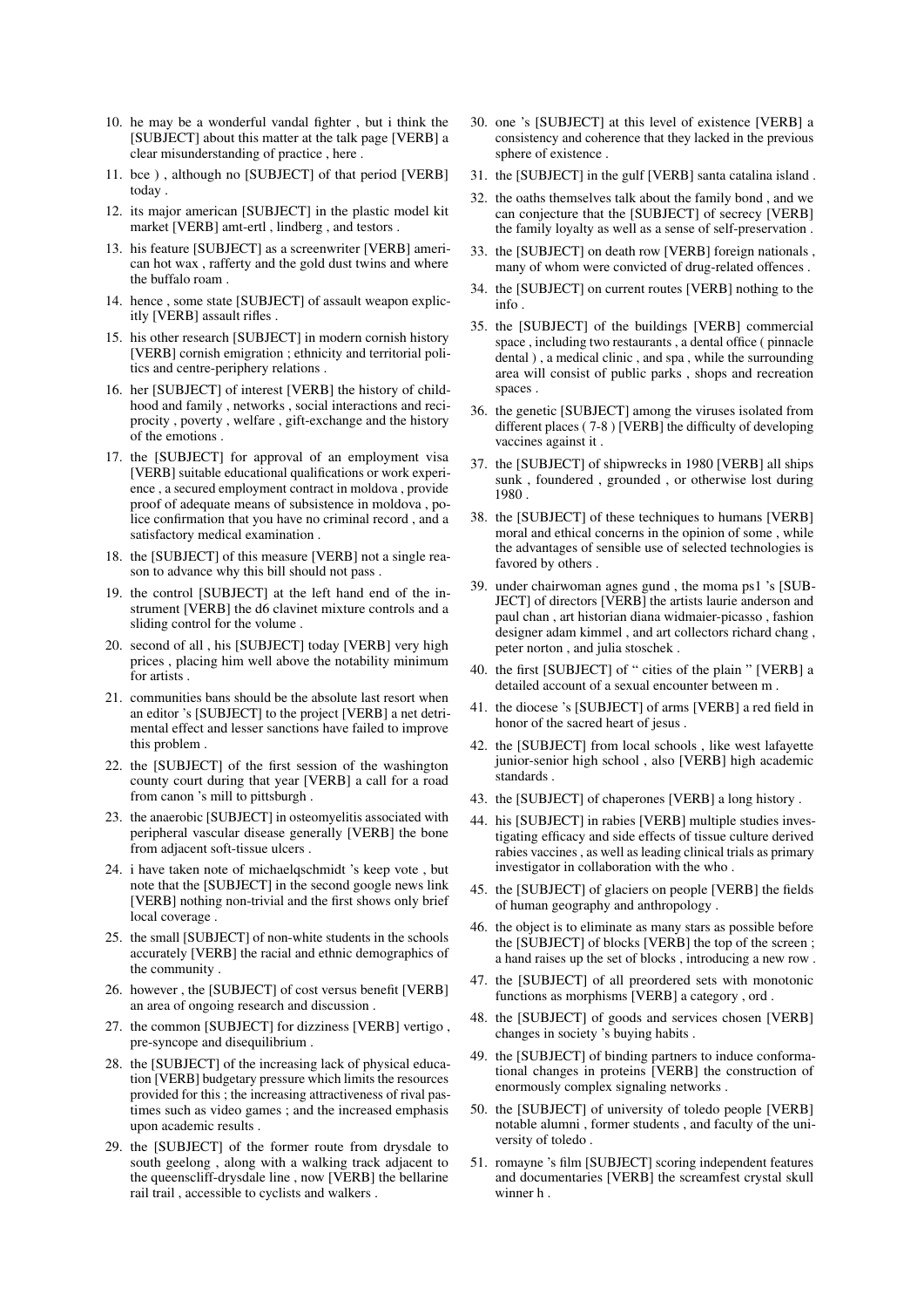10. he may be a wonderful vandal fighter , but i think the [SUBJECT] about this matter at the talk page [VERB] a clear misunderstanding of practice , here .
11. bce ) , although no [SUBJECT] of that period [VERB] today .
12. its major american [SUBJECT] in the plastic model kit market [VERB] amt-ertl , lindberg , and testors .
13. his feature [SUBJECT] as a screenwriter [VERB] american hot wax , rafferty and the gold dust twins and where the buffalo roam .
14. hence , some state [SUBJECT] of assault weapon explicitly [VERB] assault rifles .
15. his other research [SUBJECT] in modern cornish history [VERB] cornish emigration ; ethnicity and territorial politics and centre-periphery relations .
16. her [SUBJECT] of interest [VERB] the history of childhood and family , networks , social interactions and reciprocity , poverty , welfare , gift-exchange and the history of the emotions .
17. the [SUBJECT] for approval of an employment visa [VERB] suitable educational qualifications or work experience , a secured employment contract in moldova , provide proof of adequate means of subsistence in moldova , police confirmation that you have no criminal record , and a satisfactory medical examination .
18. the [SUBJECT] of this measure [VERB] not a single reason to advance why this bill should not pass .
19. the control [SUBJECT] at the left hand end of the instrument [VERB] the d6 clavinet mixture controls and a sliding control for the volume .
20. second of all , his [SUBJECT] today [VERB] very high prices , placing him well above the notability minimum for artists .
21. communities bans should be the absolute last resort when an editor 's [SUBJECT] to the project [VERB] a net detrimental effect and lesser sanctions have failed to improve this problem .
22. the [SUBJECT] of the first session of the washington county court during that year [VERB] a call for a road from canon 's mill to pittsburgh .
23. the anaerobic [SUBJECT] in osteomyelitis associated with peripheral vascular disease generally [VERB] the bone from adjacent soft-tissue ulcers .
24. i have taken note of michaelqschmidt 's keep vote , but note that the [SUBJECT] in the second google news link [VERB] nothing non-trivial and the first shows only brief local coverage .
25. the small [SUBJECT] of non-white students in the schools accurately [VERB] the racial and ethnic demographics of the community .
26. however , the [SUBJECT] of cost versus benefit [VERB] an area of ongoing research and discussion .
27. the common [SUBJECT] for dizziness [VERB] vertigo , pre-syncope and disequilibrium .
28. the [SUBJECT] of the increasing lack of physical education [VERB] budgetary pressure which limits the resources provided for this ; the increasing attractiveness of rival pastimes such as video games ; and the increased emphasis upon academic results .
29. the [SUBJECT] of the former route from drysdale to south geelong , along with a walking track adjacent to the queenscliff-drysdale line , now [VERB] the bellarine rail trail , accessible to cyclists and walkers .
30. one 's [SUBJECT] at this level of existence [VERB] a consistency and coherence that they lacked in the previous sphere of existence .
31. the [SUBJECT] in the gulf [VERB] santa catalina island .
32. the oaths themselves talk about the family bond , and we can conjecture that the [SUBJECT] of secrecy [VERB] the family loyalty as well as a sense of self-preservation .
33. the [SUBJECT] on death row [VERB] foreign nationals , many of whom were convicted of drug-related offences .
34. the [SUBJECT] on current routes [VERB] nothing to the info .
35. the [SUBJECT] of the buildings [VERB] commercial space , including two restaurants , a dental office ( pinnacle dental ) , a medical clinic , and spa , while the surrounding area will consist of public parks , shops and recreation spaces .
36. the genetic [SUBJECT] among the viruses isolated from different places ( 7-8 ) [VERB] the difficulty of developing vaccines against it .
37. the [SUBJECT] of shipwrecks in 1980 [VERB] all ships sunk , foundered , grounded , or otherwise lost during 1980 .
38. the [SUBJECT] of these techniques to humans [VERB] moral and ethical concerns in the opinion of some , while the advantages of sensible use of selected technologies is favored by others .
39. under chairwoman agnes gund , the moma ps1 's [SUBJECT] of directors [VERB] the artists laurie anderson and paul chan , art historian diana widmaier-picasso , fashion designer adam kimmel , and art collectors richard chang , peter norton , and julia stoschek .
40. the first [SUBJECT] of " cities of the plain " [VERB] a detailed account of a sexual encounter between m .
41. the diocese 's [SUBJECT] of arms [VERB] a red field in honor of the sacred heart of jesus .
42. the [SUBJECT] from local schools , like west lafayette junior-senior high school , also [VERB] high academic standards .
43. the [SUBJECT] of chaperones [VERB] a long history .
44. his [SUBJECT] in rabies [VERB] multiple studies investigating efficacy and side effects of tissue culture derived rabies vaccines , as well as leading clinical trials as primary investigator in collaboration with the who .
45. the [SUBJECT] of glaciers on people [VERB] the fields of human geography and anthropology .
46. the object is to eliminate as many stars as possible before the [SUBJECT] of blocks [VERB] the top of the screen ; a hand raises up the set of blocks , introducing a new row .
47. the [SUBJECT] of all preordered sets with monotonic functions as morphisms [VERB] a category , ord .
48. the [SUBJECT] of goods and services chosen [VERB] changes in society 's buying habits .
49. the [SUBJECT] of binding partners to induce conformational changes in proteins [VERB] the construction of enormously complex signaling networks .
50. the [SUBJECT] of university of toledo people [VERB] notable alumni , former students , and faculty of the university of toledo .
51. romayne 's film [SUBJECT] scoring independent features and documentaries [VERB] the screamfest crystal skull winner h .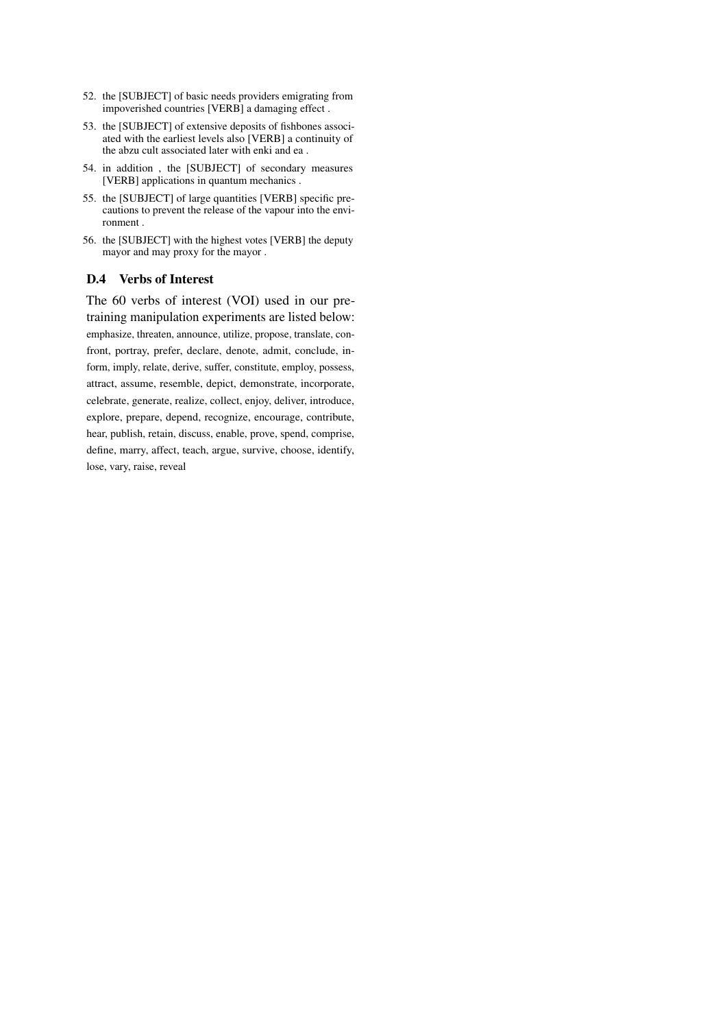52. the [SUBJECT] of basic needs providers emigrating from impoverished countries [VERB] a damaging effect .
53. the [SUBJECT] of extensive deposits of fishbones associated with the earliest levels also [VERB] a continuity of the abzu cult associated later with enki and ea .
54. in addition , the [SUBJECT] of secondary measures [VERB] applications in quantum mechanics .
55. the [SUBJECT] of large quantities [VERB] specific precautions to prevent the release of the vapour into the environment .
56. the [SUBJECT] with the highest votes [VERB] the deputy mayor and may proxy for the mayor .

### D.4 Verbs of Interest

The 60 verbs of interest (VOI) used in our pretraining manipulation experiments are listed below:

emphasize, threaten, announce, utilize, propose, translate, confront, portray, prefer, declare, denote, admit, conclude, inform, imply, relate, derive, suffer, constitute, employ, possess, attract, assume, resemble, depict, demonstrate, incorporate, celebrate, generate, realize, collect, enjoy, deliver, introduce, explore, prepare, depend, recognize, encourage, contribute, hear, publish, retain, discuss, enable, prove, spend, comprise, define, marry, affect, teach, argue, survive, choose, identify, lose, vary, raise, reveal